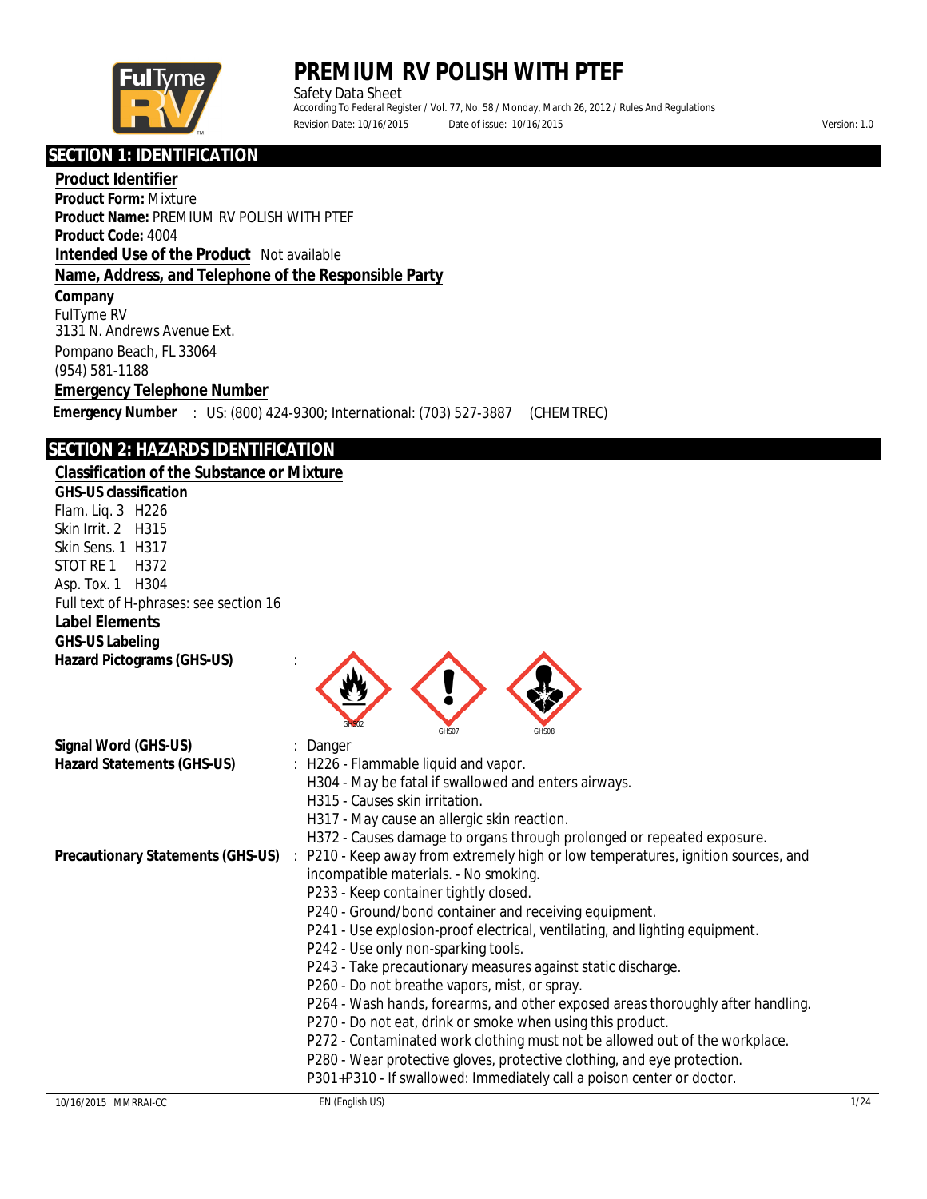# PREMIUM RV POLISH WITH PTEF

Safety Data Sheet

According To Federal Register / Vol. 77, No. 58 / Monday, March 26, 2012 / Rules And Regulations

Revision Date: 10/16/2015 Date of issue: 10/16/2015 Version: 1.0

## SECTION 1: IDENTIFICATION

### Product Identifier

**Product Form:** Mixture

**Product Name:** PREMIUM RV POLISH WITH PTEF

**Product Code:** 4004

### Intended Use of the Product

Not available

### Name, Address, and Telephone of the Responsible Party

**Company**

FulTyme RV
3131 N. Andrews Avenue Ext.
Pompano Beach, FL 33064
(954) 581-1188

### Emergency Telephone Number

**Emergency Number** : US: (800) 424-9300; International: (703) 527-3887 (CHEMTREC)

## SECTION 2: HAZARDS IDENTIFICATION

### Classification of the Substance or Mixture

**GHS-US classification**

Flam. Liq. 3 H226
Skin Irrit. 2 H315
Skin Sens. 1 H317
STOT RE 1 H372
Asp. Tox. 1 H304

Full text of H-phrases: see section 16

### Label Elements

**GHS-US Labeling**

**Hazard Pictograms (GHS-US)** : GHS02 GHS07 GHS08

**Signal Word (GHS-US)** : Danger

**Hazard Statements (GHS-US)** :
H226 - Flammable liquid and vapor.
H304 - May be fatal if swallowed and enters airways.
H315 - Causes skin irritation.
H317 - May cause an allergic skin reaction.
H372 - Causes damage to organs through prolonged or repeated exposure.

**Precautionary Statements (GHS-US)** :
P210 - Keep away from extremely high or low temperatures, ignition sources, and incompatible materials. - No smoking.
P233 - Keep container tightly closed.
P240 - Ground/bond container and receiving equipment.
P241 - Use explosion-proof electrical, ventilating, and lighting equipment.
P242 - Use only non-sparking tools.
P243 - Take precautionary measures against static discharge.
P260 - Do not breathe vapors, mist, or spray.
P264 - Wash hands, forearms, and other exposed areas thoroughly after handling.
P270 - Do not eat, drink or smoke when using this product.
P272 - Contaminated work clothing must not be allowed out of the workplace.
P280 - Wear protective gloves, protective clothing, and eye protection.
P301+P310 - If swallowed: Immediately call a poison center or doctor.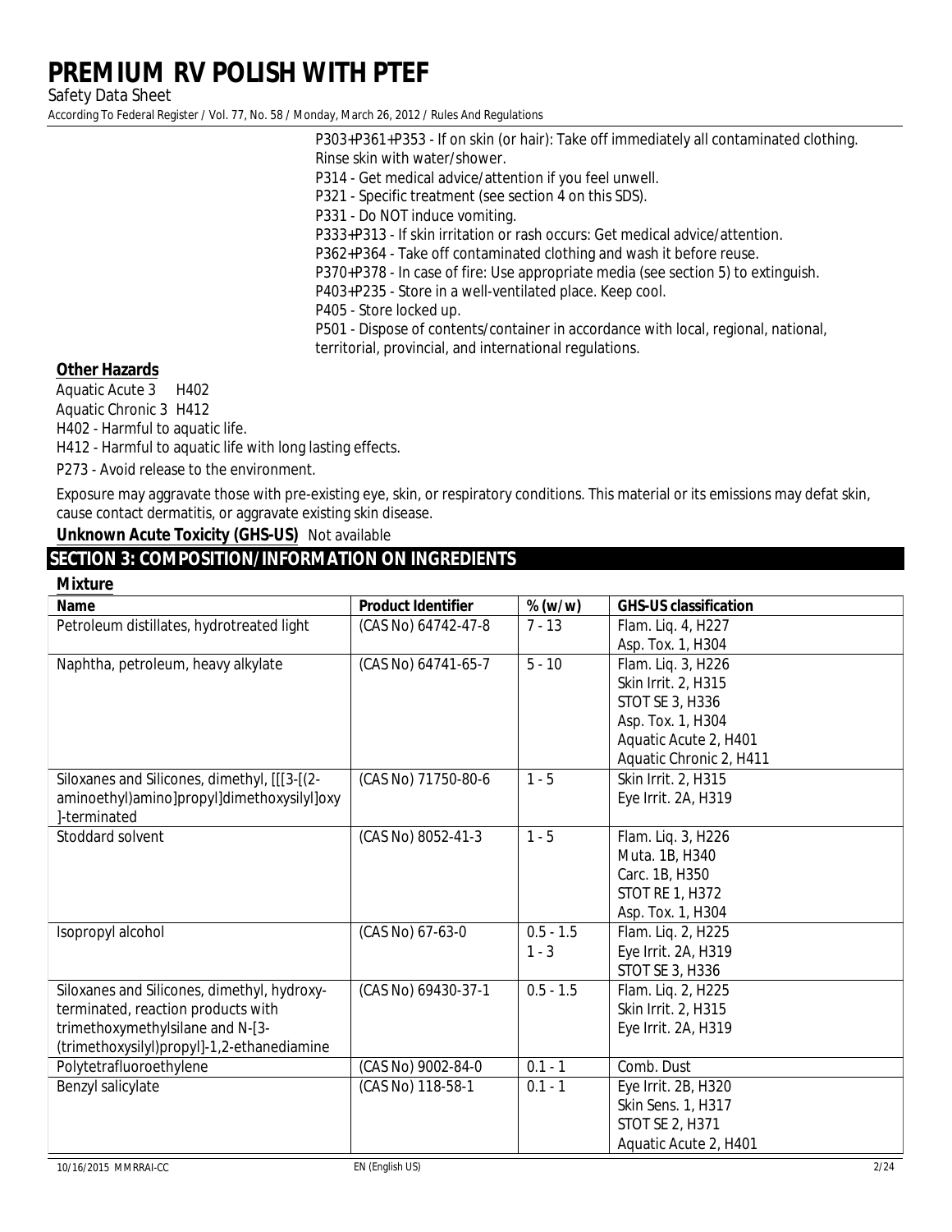P303+P361+P353 - If on skin (or hair): Take off immediately all contaminated clothing. Rinse skin with water/shower.
P314 - Get medical advice/attention if you feel unwell.
P321 - Specific treatment (see section 4 on this SDS).
P331 - Do NOT induce vomiting.
P333+P313 - If skin irritation or rash occurs: Get medical advice/attention.
P362+P364 - Take off contaminated clothing and wash it before reuse.
P370+P378 - In case of fire: Use appropriate media (see section 5) to extinguish.
P403+P235 - Store in a well-ventilated place. Keep cool.
P405 - Store locked up.
P501 - Dispose of contents/container in accordance with local, regional, national, territorial, provincial, and international regulations.

**Other Hazards**

Aquatic Acute 3 H402
Aquatic Chronic 3 H412
H402 - Harmful to aquatic life.
H412 - Harmful to aquatic life with long lasting effects.
P273 - Avoid release to the environment.

Exposure may aggravate those with pre-existing eye, skin, or respiratory conditions. This material or its emissions may defat skin, cause contact dermatitis, or aggravate existing skin disease.

**Unknown Acute Toxicity (GHS-US)** Not available

## SECTION 3: COMPOSITION/INFORMATION ON INGREDIENTS

**Mixture**

| Name | Product Identifier | % (w/w) | GHS-US classification |
|---|---|---|---|
| Petroleum distillates, hydrotreated light | (CAS No) 64742-47-8 | 7 - 13 | Flam. Liq. 4, H227<br>Asp. Tox. 1, H304 |
| Naphtha, petroleum, heavy alkylate | (CAS No) 64741-65-7 | 5 - 10 | Flam. Liq. 3, H226<br>Skin Irrit. 2, H315<br>STOT SE 3, H336<br>Asp. Tox. 1, H304<br>Aquatic Acute 2, H401<br>Aquatic Chronic 2, H411 |
| Siloxanes and Silicones, dimethyl, [[[3-[(2-aminoethyl)amino]propyl]dimethoxysilyl]oxy]-terminated | (CAS No) 71750-80-6 | 1 - 5 | Skin Irrit. 2, H315<br>Eye Irrit. 2A, H319 |
| Stoddard solvent | (CAS No) 8052-41-3 | 1 - 5 | Flam. Liq. 3, H226<br>Muta. 1B, H340<br>Carc. 1B, H350<br>STOT RE 1, H372<br>Asp. Tox. 1, H304 |
| Isopropyl alcohol | (CAS No) 67-63-0 | 0.5 - 1.5<br>1 - 3 | Flam. Liq. 2, H225<br>Eye Irrit. 2A, H319<br>STOT SE 3, H336 |
| Siloxanes and Silicones, dimethyl, hydroxy-terminated, reaction products with trimethoxymethylsilane and N-[3-(trimethoxysilyl)propyl]-1,2-ethanediamine | (CAS No) 69430-37-1 | 0.5 - 1.5 | Flam. Liq. 2, H225<br>Skin Irrit. 2, H315<br>Eye Irrit. 2A, H319 |
| Polytetrafluoroethylene | (CAS No) 9002-84-0 | 0.1 - 1 | Comb. Dust |
| Benzyl salicylate | (CAS No) 118-58-1 | 0.1 - 1 | Eye Irrit. 2B, H320<br>Skin Sens. 1, H317<br>STOT SE 2, H371<br>Aquatic Acute 2, H401 |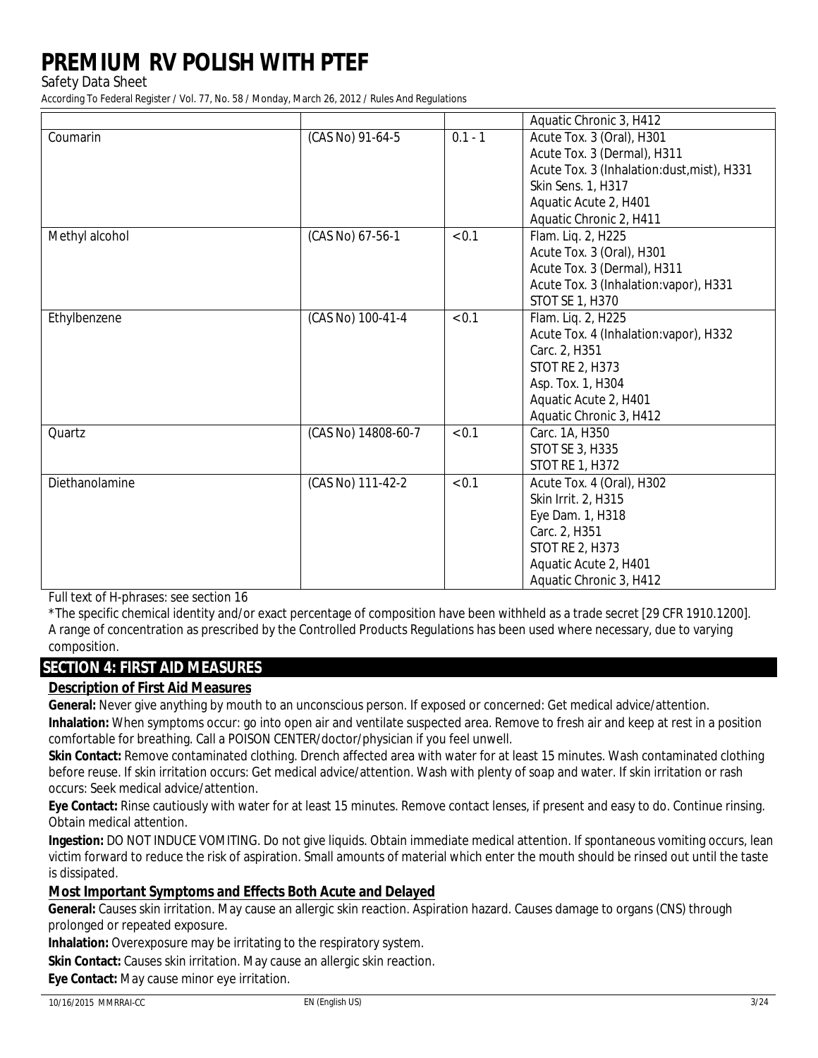| | | | Aquatic Chronic 3, H412 |
|---|---|---|---|
| Coumarin | (CAS No) 91-64-5 | 0.1 - 1 | Acute Tox. 3 (Oral), H301<br>Acute Tox. 3 (Dermal), H311<br>Acute Tox. 3 (Inhalation:dust,mist), H331<br>Skin Sens. 1, H317<br>Aquatic Acute 2, H401<br>Aquatic Chronic 2, H411 |
| Methyl alcohol | (CAS No) 67-56-1 | < 0.1 | Flam. Liq. 2, H225<br>Acute Tox. 3 (Oral), H301<br>Acute Tox. 3 (Dermal), H311<br>Acute Tox. 3 (Inhalation:vapor), H331<br>STOT SE 1, H370 |
| Ethylbenzene | (CAS No) 100-41-4 | < 0.1 | Flam. Liq. 2, H225<br>Acute Tox. 4 (Inhalation:vapor), H332<br>Carc. 2, H351<br>STOT RE 2, H373<br>Asp. Tox. 1, H304<br>Aquatic Acute 2, H401<br>Aquatic Chronic 3, H412 |
| Quartz | (CAS No) 14808-60-7 | < 0.1 | Carc. 1A, H350<br>STOT SE 3, H335<br>STOT RE 1, H372 |
| Diethanolamine | (CAS No) 111-42-2 | < 0.1 | Acute Tox. 4 (Oral), H302<br>Skin Irrit. 2, H315<br>Eye Dam. 1, H318<br>Carc. 2, H351<br>STOT RE 2, H373<br>Aquatic Acute 2, H401<br>Aquatic Chronic 3, H412 |

Full text of H-phrases: see section 16

*The specific chemical identity and/or exact percentage of composition have been withheld as a trade secret [29 CFR 1910.1200]. A range of concentration as prescribed by the Controlled Products Regulations has been used where necessary, due to varying composition.

## SECTION 4: FIRST AID MEASURES

### Description of First Aid Measures

**General:** Never give anything by mouth to an unconscious person. If exposed or concerned: Get medical advice/attention.

**Inhalation:** When symptoms occur: go into open air and ventilate suspected area. Remove to fresh air and keep at rest in a position comfortable for breathing. Call a POISON CENTER/doctor/physician if you feel unwell.

**Skin Contact:** Remove contaminated clothing. Drench affected area with water for at least 15 minutes. Wash contaminated clothing before reuse. If skin irritation occurs: Get medical advice/attention. Wash with plenty of soap and water. If skin irritation or rash occurs: Seek medical advice/attention.

**Eye Contact:** Rinse cautiously with water for at least 15 minutes. Remove contact lenses, if present and easy to do. Continue rinsing. Obtain medical attention.

**Ingestion:** DO NOT INDUCE VOMITING. Do not give liquids. Obtain immediate medical attention. If spontaneous vomiting occurs, lean victim forward to reduce the risk of aspiration. Small amounts of material which enter the mouth should be rinsed out until the taste is dissipated.

### Most Important Symptoms and Effects Both Acute and Delayed

**General:** Causes skin irritation. May cause an allergic skin reaction. Aspiration hazard. Causes damage to organs (CNS) through prolonged or repeated exposure.

**Inhalation:** Overexposure may be irritating to the respiratory system.

**Skin Contact:** Causes skin irritation. May cause an allergic skin reaction.

**Eye Contact:** May cause minor eye irritation.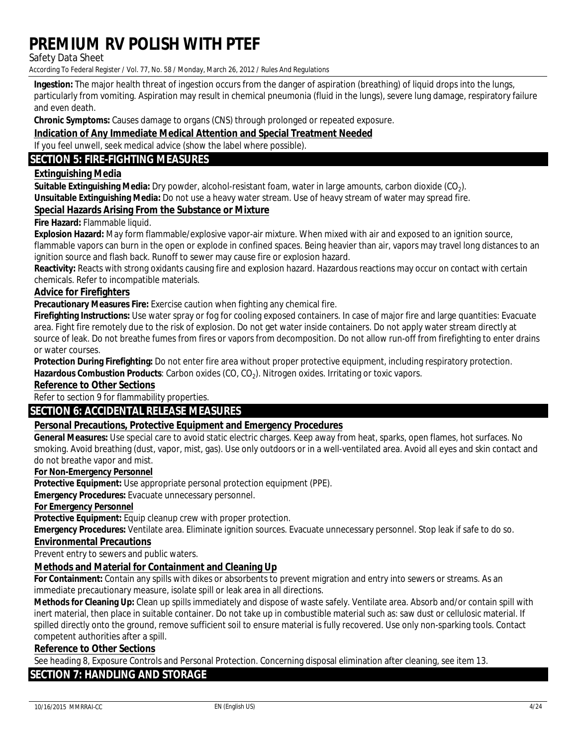**Ingestion:** The major health threat of ingestion occurs from the danger of aspiration (breathing) of liquid drops into the lungs, particularly from vomiting. Aspiration may result in chemical pneumonia (fluid in the lungs), severe lung damage, respiratory failure and even death.

**Chronic Symptoms:** Causes damage to organs (CNS) through prolonged or repeated exposure.

### Indication of Any Immediate Medical Attention and Special Treatment Needed

If you feel unwell, seek medical advice (show the label where possible).

## SECTION 5: FIRE-FIGHTING MEASURES

### Extinguishing Media

**Suitable Extinguishing Media:** Dry powder, alcohol-resistant foam, water in large amounts, carbon dioxide ($CO_2$).

**Unsuitable Extinguishing Media:** Do not use a heavy water stream. Use of heavy stream of water may spread fire.

### Special Hazards Arising From the Substance or Mixture

**Fire Hazard:** Flammable liquid.

**Explosion Hazard:** May form flammable/explosive vapor-air mixture. When mixed with air and exposed to an ignition source, flammable vapors can burn in the open or explode in confined spaces. Being heavier than air, vapors may travel long distances to an ignition source and flash back. Runoff to sewer may cause fire or explosion hazard.

**Reactivity:** Reacts with strong oxidants causing fire and explosion hazard. Hazardous reactions may occur on contact with certain chemicals. Refer to incompatible materials.

### Advice for Firefighters

**Precautionary Measures Fire:** Exercise caution when fighting any chemical fire.

**Firefighting Instructions:** Use water spray or fog for cooling exposed containers. In case of major fire and large quantities: Evacuate area. Fight fire remotely due to the risk of explosion. Do not get water inside containers. Do not apply water stream directly at source of leak. Do not breathe fumes from fires or vapors from decomposition. Do not allow run-off from firefighting to enter drains or water courses.

**Protection During Firefighting:** Do not enter fire area without proper protective equipment, including respiratory protection.

**Hazardous Combustion Products**: Carbon oxides ($CO$, $CO_2$). Nitrogen oxides. Irritating or toxic vapors.

### Reference to Other Sections

Refer to section 9 for flammability properties.

## SECTION 6: ACCIDENTAL RELEASE MEASURES

### Personal Precautions, Protective Equipment and Emergency Procedures

**General Measures:** Use special care to avoid static electric charges. Keep away from heat, sparks, open flames, hot surfaces. No smoking. Avoid breathing (dust, vapor, mist, gas). Use only outdoors or in a well-ventilated area. Avoid all eyes and skin contact and do not breathe vapor and mist.

#### For Non-Emergency Personnel

**Protective Equipment:** Use appropriate personal protection equipment (PPE).

**Emergency Procedures:** Evacuate unnecessary personnel.

#### For Emergency Personnel

**Protective Equipment:** Equip cleanup crew with proper protection.

**Emergency Procedures:** Ventilate area. Eliminate ignition sources. Evacuate unnecessary personnel. Stop leak if safe to do so.

### Environmental Precautions

Prevent entry to sewers and public waters.

### Methods and Material for Containment and Cleaning Up

**For Containment:** Contain any spills with dikes or absorbents to prevent migration and entry into sewers or streams. As an immediate precautionary measure, isolate spill or leak area in all directions.

**Methods for Cleaning Up:** Clean up spills immediately and dispose of waste safely. Ventilate area. Absorb and/or contain spill with inert material, then place in suitable container. Do not take up in combustible material such as: saw dust or cellulosic material. If spilled directly onto the ground, remove sufficient soil to ensure material is fully recovered. Use only non-sparking tools. Contact competent authorities after a spill.

### Reference to Other Sections

See heading 8, Exposure Controls and Personal Protection. Concerning disposal elimination after cleaning, see item 13.

## SECTION 7: HANDLING AND STORAGE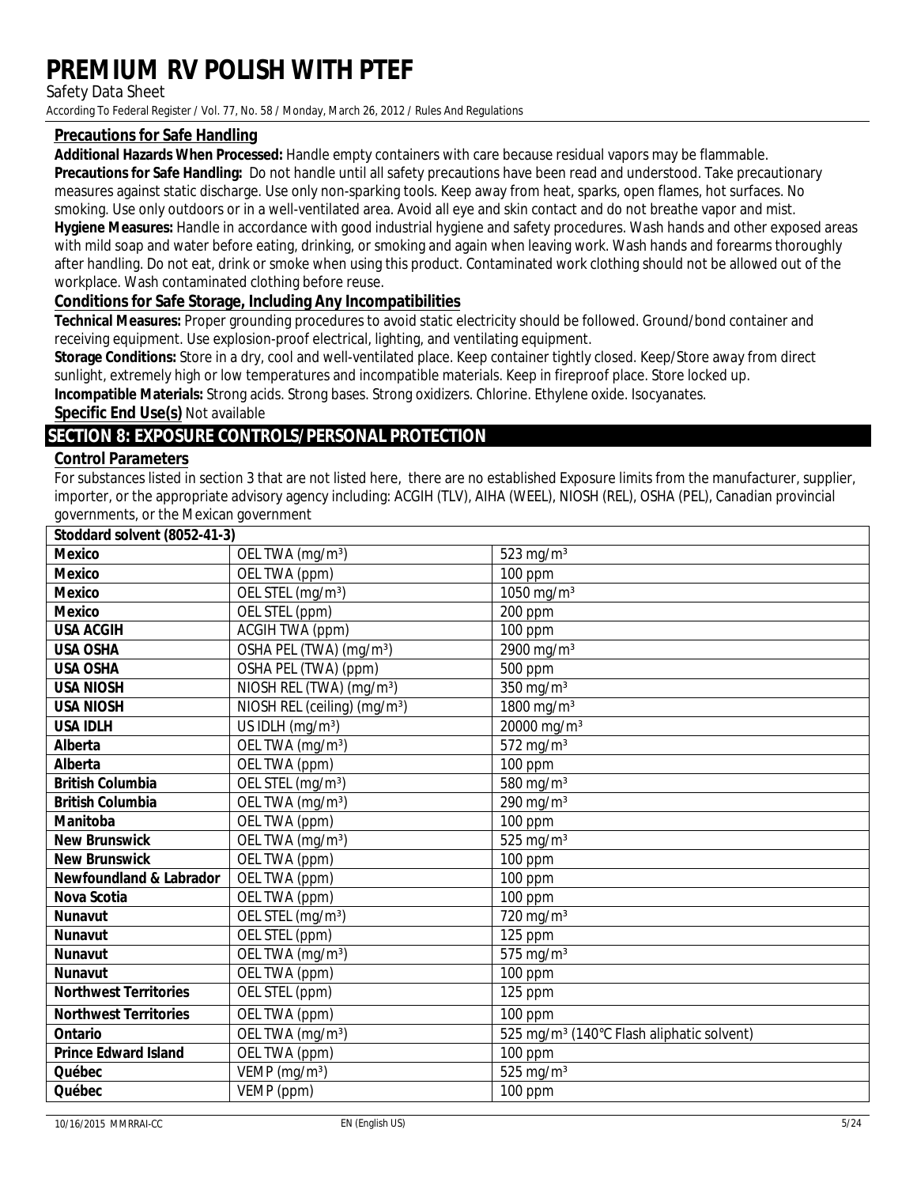### Precautions for Safe Handling

**Additional Hazards When Processed:** Handle empty containers with care because residual vapors may be flammable.

**Precautions for Safe Handling:** Do not handle until all safety precautions have been read and understood. Take precautionary measures against static discharge. Use only non-sparking tools. Keep away from heat, sparks, open flames, hot surfaces. No smoking. Use only outdoors or in a well-ventilated area. Avoid all eye and skin contact and do not breathe vapor and mist.

**Hygiene Measures:** Handle in accordance with good industrial hygiene and safety procedures. Wash hands and other exposed areas with mild soap and water before eating, drinking, or smoking and again when leaving work. Wash hands and forearms thoroughly after handling. Do not eat, drink or smoke when using this product. Contaminated work clothing should not be allowed out of the workplace. Wash contaminated clothing before reuse.

### Conditions for Safe Storage, Including Any Incompatibilities

**Technical Measures:** Proper grounding procedures to avoid static electricity should be followed. Ground/bond container and receiving equipment. Use explosion-proof electrical, lighting, and ventilating equipment.

**Storage Conditions:** Store in a dry, cool and well-ventilated place. Keep container tightly closed. Keep/Store away from direct sunlight, extremely high or low temperatures and incompatible materials. Keep in fireproof place. Store locked up.

**Incompatible Materials:** Strong acids. Strong bases. Strong oxidizers. Chlorine. Ethylene oxide. Isocyanates.

**Specific End Use(s)** Not available

## SECTION 8: EXPOSURE CONTROLS/PERSONAL PROTECTION

### Control Parameters

For substances listed in section 3 that are not listed here, there are no established Exposure limits from the manufacturer, supplier, importer, or the appropriate advisory agency including: ACGIH (TLV), AIHA (WEEL), NIOSH (REL), OSHA (PEL), Canadian provincial governments, or the Mexican government

| Stoddard solvent (8052-41-3) | | |
|---|---|---|
| **Mexico** | OEL TWA (mg/m³) | 523 mg/m³ |
| **Mexico** | OEL TWA (ppm) | 100 ppm |
| **Mexico** | OEL STEL (mg/m³) | 1050 mg/m³ |
| **Mexico** | OEL STEL (ppm) | 200 ppm |
| **USA ACGIH** | ACGIH TWA (ppm) | 100 ppm |
| **USA OSHA** | OSHA PEL (TWA) (mg/m³) | 2900 mg/m³ |
| **USA OSHA** | OSHA PEL (TWA) (ppm) | 500 ppm |
| **USA NIOSH** | NIOSH REL (TWA) (mg/m³) | 350 mg/m³ |
| **USA NIOSH** | NIOSH REL (ceiling) (mg/m³) | 1800 mg/m³ |
| **USA IDLH** | US IDLH (mg/m³) | 20000 mg/m³ |
| **Alberta** | OEL TWA (mg/m³) | 572 mg/m³ |
| **Alberta** | OEL TWA (ppm) | 100 ppm |
| **British Columbia** | OEL STEL (mg/m³) | 580 mg/m³ |
| **British Columbia** | OEL TWA (mg/m³) | 290 mg/m³ |
| **Manitoba** | OEL TWA (ppm) | 100 ppm |
| **New Brunswick** | OEL TWA (mg/m³) | 525 mg/m³ |
| **New Brunswick** | OEL TWA (ppm) | 100 ppm |
| **Newfoundland & Labrador** | OEL TWA (ppm) | 100 ppm |
| **Nova Scotia** | OEL TWA (ppm) | 100 ppm |
| **Nunavut** | OEL STEL (mg/m³) | 720 mg/m³ |
| **Nunavut** | OEL STEL (ppm) | 125 ppm |
| **Nunavut** | OEL TWA (mg/m³) | 575 mg/m³ |
| **Nunavut** | OEL TWA (ppm) | 100 ppm |
| **Northwest Territories** | OEL STEL (ppm) | 125 ppm |
| **Northwest Territories** | OEL TWA (ppm) | 100 ppm |
| **Ontario** | OEL TWA (mg/m³) | 525 mg/m³ (140°C Flash aliphatic solvent) |
| **Prince Edward Island** | OEL TWA (ppm) | 100 ppm |
| **Québec** | VEMP (mg/m³) | 525 mg/m³ |
| **Québec** | VEMP (ppm) | 100 ppm |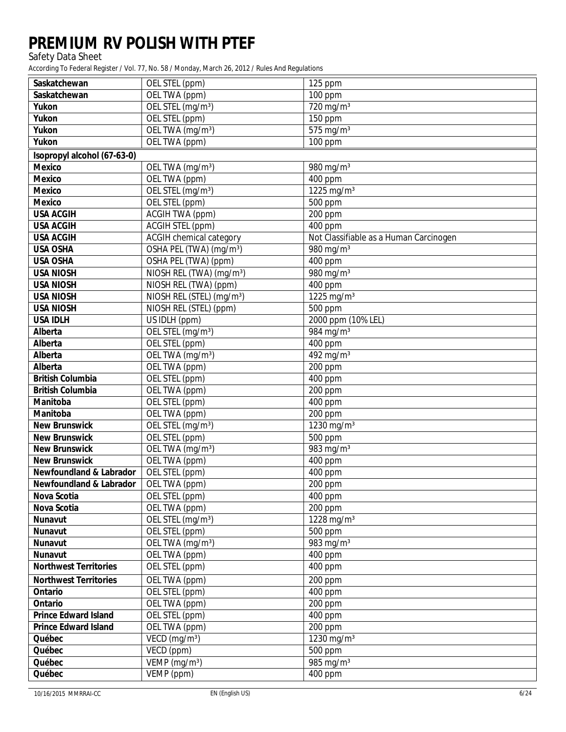| | | |
|---|---|---|
| **Saskatchewan** | OEL STEL (ppm) | 125 ppm |
| **Saskatchewan** | OEL TWA (ppm) | 100 ppm |
| **Yukon** | OEL STEL (mg/m³) | 720 mg/m³ |
| **Yukon** | OEL STEL (ppm) | 150 ppm |
| **Yukon** | OEL TWA (mg/m³) | 575 mg/m³ |
| **Yukon** | OEL TWA (ppm) | 100 ppm |
| **Isopropyl alcohol (67-63-0)** | | |
| **Mexico** | OEL TWA (mg/m³) | 980 mg/m³ |
| **Mexico** | OEL TWA (ppm) | 400 ppm |
| **Mexico** | OEL STEL (mg/m³) | 1225 mg/m³ |
| **Mexico** | OEL STEL (ppm) | 500 ppm |
| **USA ACGIH** | ACGIH TWA (ppm) | 200 ppm |
| **USA ACGIH** | ACGIH STEL (ppm) | 400 ppm |
| **USA ACGIH** | ACGIH chemical category | Not Classifiable as a Human Carcinogen |
| **USA OSHA** | OSHA PEL (TWA) (mg/m³) | 980 mg/m³ |
| **USA OSHA** | OSHA PEL (TWA) (ppm) | 400 ppm |
| **USA NIOSH** | NIOSH REL (TWA) (mg/m³) | 980 mg/m³ |
| **USA NIOSH** | NIOSH REL (TWA) (ppm) | 400 ppm |
| **USA NIOSH** | NIOSH REL (STEL) (mg/m³) | 1225 mg/m³ |
| **USA NIOSH** | NIOSH REL (STEL) (ppm) | 500 ppm |
| **USA IDLH** | US IDLH (ppm) | 2000 ppm (10% LEL) |
| **Alberta** | OEL STEL (mg/m³) | 984 mg/m³ |
| **Alberta** | OEL STEL (ppm) | 400 ppm |
| **Alberta** | OEL TWA (mg/m³) | 492 mg/m³ |
| **Alberta** | OEL TWA (ppm) | 200 ppm |
| **British Columbia** | OEL STEL (ppm) | 400 ppm |
| **British Columbia** | OEL TWA (ppm) | 200 ppm |
| **Manitoba** | OEL STEL (ppm) | 400 ppm |
| **Manitoba** | OEL TWA (ppm) | 200 ppm |
| **New Brunswick** | OEL STEL (mg/m³) | 1230 mg/m³ |
| **New Brunswick** | OEL STEL (ppm) | 500 ppm |
| **New Brunswick** | OEL TWA (mg/m³) | 983 mg/m³ |
| **New Brunswick** | OEL TWA (ppm) | 400 ppm |
| **Newfoundland & Labrador** | OEL STEL (ppm) | 400 ppm |
| **Newfoundland & Labrador** | OEL TWA (ppm) | 200 ppm |
| **Nova Scotia** | OEL STEL (ppm) | 400 ppm |
| **Nova Scotia** | OEL TWA (ppm) | 200 ppm |
| **Nunavut** | OEL STEL (mg/m³) | 1228 mg/m³ |
| **Nunavut** | OEL STEL (ppm) | 500 ppm |
| **Nunavut** | OEL TWA (mg/m³) | 983 mg/m³ |
| **Nunavut** | OEL TWA (ppm) | 400 ppm |
| **Northwest Territories** | OEL STEL (ppm) | 400 ppm |
| **Northwest Territories** | OEL TWA (ppm) | 200 ppm |
| **Ontario** | OEL STEL (ppm) | 400 ppm |
| **Ontario** | OEL TWA (ppm) | 200 ppm |
| **Prince Edward Island** | OEL STEL (ppm) | 400 ppm |
| **Prince Edward Island** | OEL TWA (ppm) | 200 ppm |
| **Québec** | VECD (mg/m³) | 1230 mg/m³ |
| **Québec** | VECD (ppm) | 500 ppm |
| **Québec** | VEMP (mg/m³) | 985 mg/m³ |
| **Québec** | VEMP (ppm) | 400 ppm |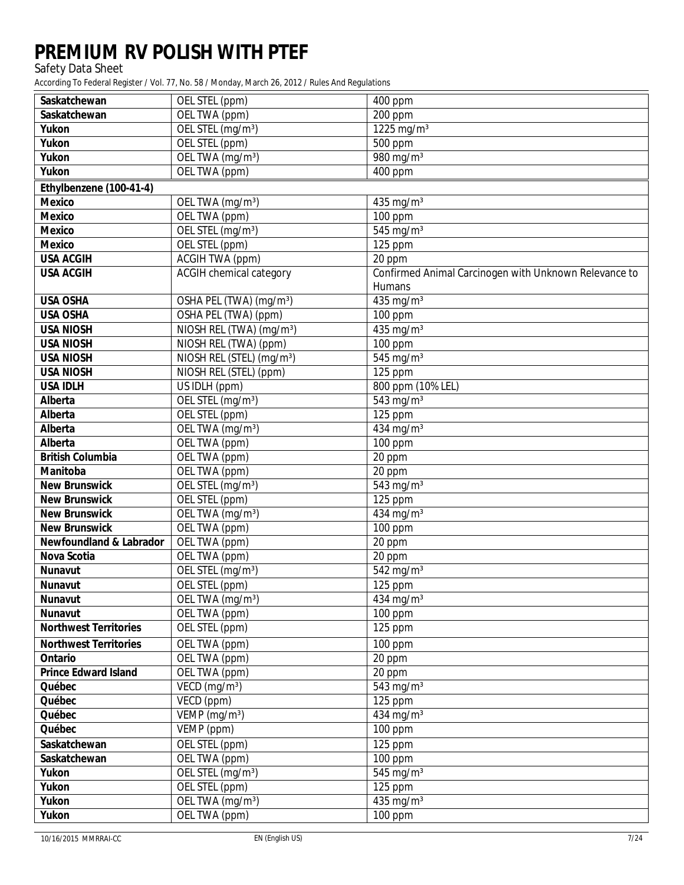| | | |
|---|---|---|
| **Saskatchewan** | OEL STEL (ppm) | 400 ppm |
| **Saskatchewan** | OEL TWA (ppm) | 200 ppm |
| **Yukon** | OEL STEL (mg/m³) | 1225 mg/m³ |
| **Yukon** | OEL STEL (ppm) | 500 ppm |
| **Yukon** | OEL TWA (mg/m³) | 980 mg/m³ |
| **Yukon** | OEL TWA (ppm) | 400 ppm |
| **Ethylbenzene (100-41-4)** | | |
| **Mexico** | OEL TWA (mg/m³) | 435 mg/m³ |
| **Mexico** | OEL TWA (ppm) | 100 ppm |
| **Mexico** | OEL STEL (mg/m³) | 545 mg/m³ |
| **Mexico** | OEL STEL (ppm) | 125 ppm |
| **USA ACGIH** | ACGIH TWA (ppm) | 20 ppm |
| **USA ACGIH** | ACGIH chemical category | Confirmed Animal Carcinogen with Unknown Relevance to Humans |
| **USA OSHA** | OSHA PEL (TWA) (mg/m³) | 435 mg/m³ |
| **USA OSHA** | OSHA PEL (TWA) (ppm) | 100 ppm |
| **USA NIOSH** | NIOSH REL (TWA) (mg/m³) | 435 mg/m³ |
| **USA NIOSH** | NIOSH REL (TWA) (ppm) | 100 ppm |
| **USA NIOSH** | NIOSH REL (STEL) (mg/m³) | 545 mg/m³ |
| **USA NIOSH** | NIOSH REL (STEL) (ppm) | 125 ppm |
| **USA IDLH** | US IDLH (ppm) | 800 ppm (10% LEL) |
| **Alberta** | OEL STEL (mg/m³) | 543 mg/m³ |
| **Alberta** | OEL STEL (ppm) | 125 ppm |
| **Alberta** | OEL TWA (mg/m³) | 434 mg/m³ |
| **Alberta** | OEL TWA (ppm) | 100 ppm |
| **British Columbia** | OEL TWA (ppm) | 20 ppm |
| **Manitoba** | OEL TWA (ppm) | 20 ppm |
| **New Brunswick** | OEL STEL (mg/m³) | 543 mg/m³ |
| **New Brunswick** | OEL STEL (ppm) | 125 ppm |
| **New Brunswick** | OEL TWA (mg/m³) | 434 mg/m³ |
| **New Brunswick** | OEL TWA (ppm) | 100 ppm |
| **Newfoundland & Labrador** | OEL TWA (ppm) | 20 ppm |
| **Nova Scotia** | OEL TWA (ppm) | 20 ppm |
| **Nunavut** | OEL STEL (mg/m³) | 542 mg/m³ |
| **Nunavut** | OEL STEL (ppm) | 125 ppm |
| **Nunavut** | OEL TWA (mg/m³) | 434 mg/m³ |
| **Nunavut** | OEL TWA (ppm) | 100 ppm |
| **Northwest Territories** | OEL STEL (ppm) | 125 ppm |
| **Northwest Territories** | OEL TWA (ppm) | 100 ppm |
| **Ontario** | OEL TWA (ppm) | 20 ppm |
| **Prince Edward Island** | OEL TWA (ppm) | 20 ppm |
| **Québec** | VECD (mg/m³) | 543 mg/m³ |
| **Québec** | VECD (ppm) | 125 ppm |
| **Québec** | VEMP (mg/m³) | 434 mg/m³ |
| **Québec** | VEMP (ppm) | 100 ppm |
| **Saskatchewan** | OEL STEL (ppm) | 125 ppm |
| **Saskatchewan** | OEL TWA (ppm) | 100 ppm |
| **Yukon** | OEL STEL (mg/m³) | 545 mg/m³ |
| **Yukon** | OEL STEL (ppm) | 125 ppm |
| **Yukon** | OEL TWA (mg/m³) | 435 mg/m³ |
| **Yukon** | OEL TWA (ppm) | 100 ppm |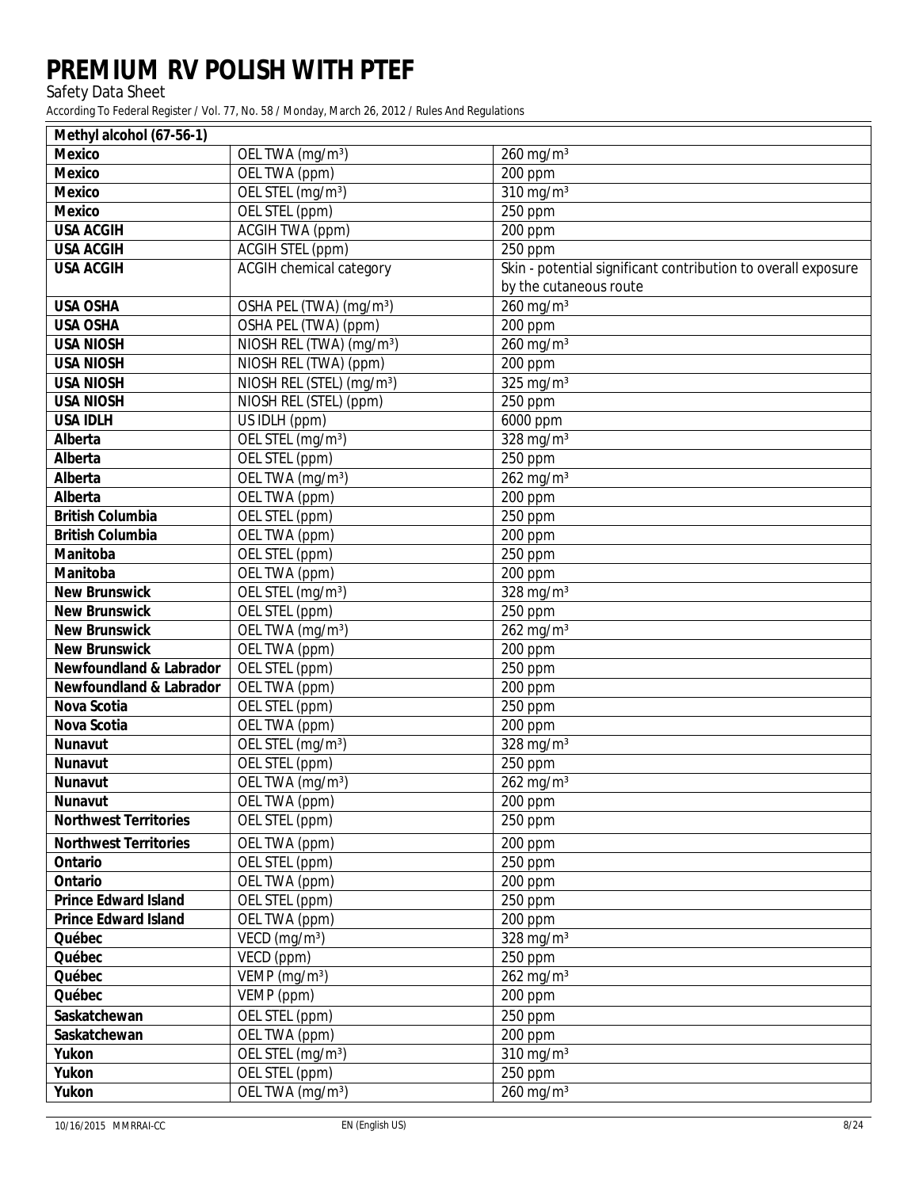# PREMIUM RV POLISH WITH PTEF

Safety Data Sheet

According To Federal Register / Vol. 77, No. 58 / Monday, March 26, 2012 / Rules And Regulations

| Methyl alcohol (67-56-1) | | |
|---|---|---|
| Mexico | OEL TWA ($mg/m^3$) | 260 $mg/m^3$ |
| Mexico | OEL TWA (ppm) | 200 ppm |
| Mexico | OEL STEL ($mg/m^3$) | 310 $mg/m^3$ |
| Mexico | OEL STEL (ppm) | 250 ppm |
| USA ACGIH | ACGIH TWA (ppm) | 200 ppm |
| USA ACGIH | ACGIH STEL (ppm) | 250 ppm |
| USA ACGIH | ACGIH chemical category | Skin - potential significant contribution to overall exposure by the cutaneous route |
| USA OSHA | OSHA PEL (TWA) ($mg/m^3$) | 260 $mg/m^3$ |
| USA OSHA | OSHA PEL (TWA) (ppm) | 200 ppm |
| USA NIOSH | NIOSH REL (TWA) ($mg/m^3$) | 260 $mg/m^3$ |
| USA NIOSH | NIOSH REL (TWA) (ppm) | 200 ppm |
| USA NIOSH | NIOSH REL (STEL) ($mg/m^3$) | 325 $mg/m^3$ |
| USA NIOSH | NIOSH REL (STEL) (ppm) | 250 ppm |
| USA IDLH | US IDLH (ppm) | 6000 ppm |
| Alberta | OEL STEL ($mg/m^3$) | 328 $mg/m^3$ |
| Alberta | OEL STEL (ppm) | 250 ppm |
| Alberta | OEL TWA ($mg/m^3$) | 262 $mg/m^3$ |
| Alberta | OEL TWA (ppm) | 200 ppm |
| British Columbia | OEL STEL (ppm) | 250 ppm |
| British Columbia | OEL TWA (ppm) | 200 ppm |
| Manitoba | OEL STEL (ppm) | 250 ppm |
| Manitoba | OEL TWA (ppm) | 200 ppm |
| New Brunswick | OEL STEL ($mg/m^3$) | 328 $mg/m^3$ |
| New Brunswick | OEL STEL (ppm) | 250 ppm |
| New Brunswick | OEL TWA ($mg/m^3$) | 262 $mg/m^3$ |
| New Brunswick | OEL TWA (ppm) | 200 ppm |
| Newfoundland & Labrador | OEL STEL (ppm) | 250 ppm |
| Newfoundland & Labrador | OEL TWA (ppm) | 200 ppm |
| Nova Scotia | OEL STEL (ppm) | 250 ppm |
| Nova Scotia | OEL TWA (ppm) | 200 ppm |
| Nunavut | OEL STEL ($mg/m^3$) | 328 $mg/m^3$ |
| Nunavut | OEL STEL (ppm) | 250 ppm |
| Nunavut | OEL TWA ($mg/m^3$) | 262 $mg/m^3$ |
| Nunavut | OEL TWA (ppm) | 200 ppm |
| Northwest Territories | OEL STEL (ppm) | 250 ppm |
| Northwest Territories | OEL TWA (ppm) | 200 ppm |
| Ontario | OEL STEL (ppm) | 250 ppm |
| Ontario | OEL TWA (ppm) | 200 ppm |
| Prince Edward Island | OEL STEL (ppm) | 250 ppm |
| Prince Edward Island | OEL TWA (ppm) | 200 ppm |
| Québec | VECD ($mg/m^3$) | 328 $mg/m^3$ |
| Québec | VECD (ppm) | 250 ppm |
| Québec | VEMP ($mg/m^3$) | 262 $mg/m^3$ |
| Québec | VEMP (ppm) | 200 ppm |
| Saskatchewan | OEL STEL (ppm) | 250 ppm |
| Saskatchewan | OEL TWA (ppm) | 200 ppm |
| Yukon | OEL STEL ($mg/m^3$) | 310 $mg/m^3$ |
| Yukon | OEL STEL (ppm) | 250 ppm |
| Yukon | OEL TWA ($mg/m^3$) | 260 $mg/m^3$ |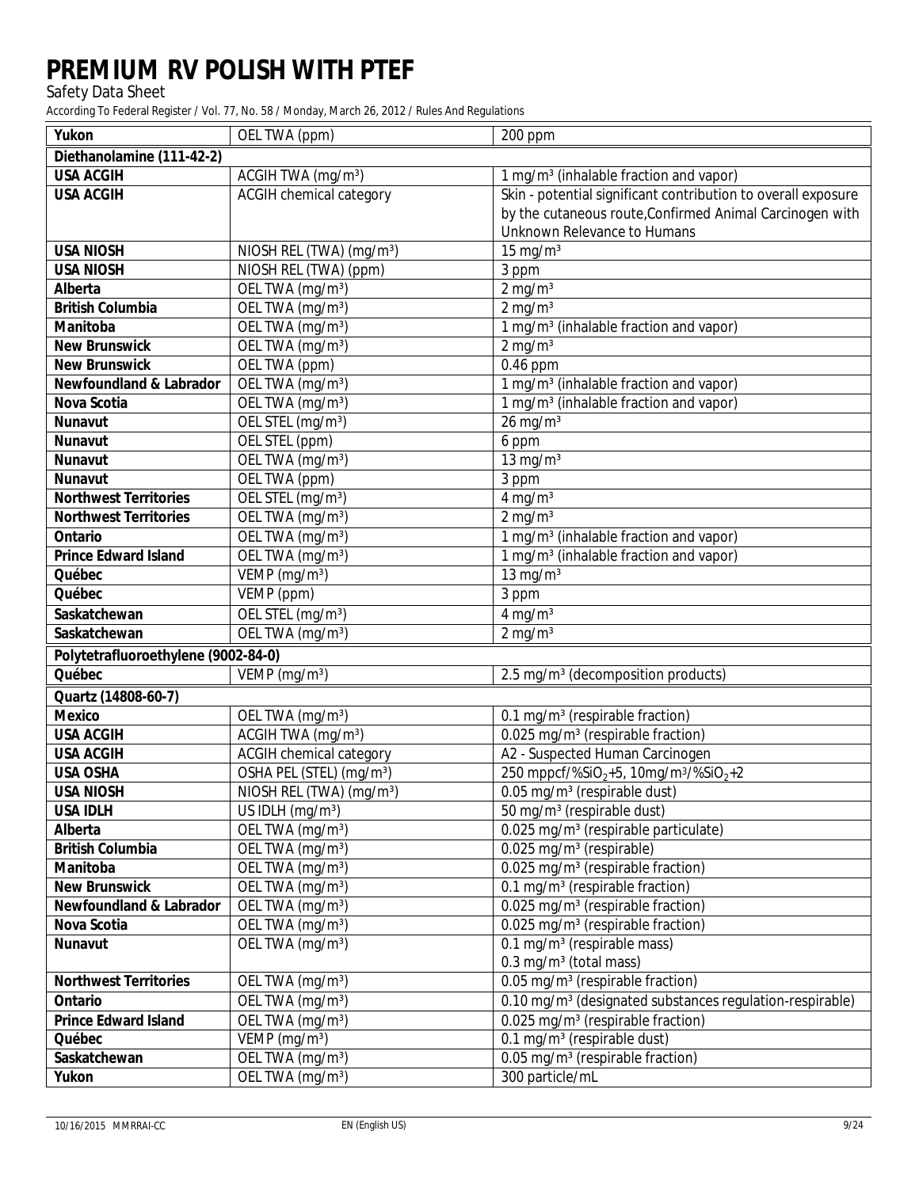| Yukon | OEL TWA (ppm) | 200 ppm |
|---|---|---|
| **Diethanolamine (111-42-2)** | | |
| **USA ACGIH** | ACGIH TWA (mg/m³) | 1 mg/m³ (inhalable fraction and vapor) |
| **USA ACGIH** | ACGIH chemical category | Skin - potential significant contribution to overall exposure by the cutaneous route,Confirmed Animal Carcinogen with Unknown Relevance to Humans |
| **USA NIOSH** | NIOSH REL (TWA) (mg/m³) | 15 mg/m³ |
| **USA NIOSH** | NIOSH REL (TWA) (ppm) | 3 ppm |
| **Alberta** | OEL TWA (mg/m³) | 2 mg/m³ |
| **British Columbia** | OEL TWA (mg/m³) | 2 mg/m³ |
| **Manitoba** | OEL TWA (mg/m³) | 1 mg/m³ (inhalable fraction and vapor) |
| **New Brunswick** | OEL TWA (mg/m³) | 2 mg/m³ |
| **New Brunswick** | OEL TWA (ppm) | 0.46 ppm |
| **Newfoundland & Labrador** | OEL TWA (mg/m³) | 1 mg/m³ (inhalable fraction and vapor) |
| **Nova Scotia** | OEL TWA (mg/m³) | 1 mg/m³ (inhalable fraction and vapor) |
| **Nunavut** | OEL STEL (mg/m³) | 26 mg/m³ |
| **Nunavut** | OEL STEL (ppm) | 6 ppm |
| **Nunavut** | OEL TWA (mg/m³) | 13 mg/m³ |
| **Nunavut** | OEL TWA (ppm) | 3 ppm |
| **Northwest Territories** | OEL STEL (mg/m³) | 4 mg/m³ |
| **Northwest Territories** | OEL TWA (mg/m³) | 2 mg/m³ |
| **Ontario** | OEL TWA (mg/m³) | 1 mg/m³ (inhalable fraction and vapor) |
| **Prince Edward Island** | OEL TWA (mg/m³) | 1 mg/m³ (inhalable fraction and vapor) |
| **Québec** | VEMP (mg/m³) | 13 mg/m³ |
| **Québec** | VEMP (ppm) | 3 ppm |
| **Saskatchewan** | OEL STEL (mg/m³) | 4 mg/m³ |
| **Saskatchewan** | OEL TWA (mg/m³) | 2 mg/m³ |
| **Polytetrafluoroethylene (9002-84-0)** | | |
| **Québec** | VEMP (mg/m³) | 2.5 mg/m³ (decomposition products) |
| **Quartz (14808-60-7)** | | |
| **Mexico** | OEL TWA (mg/m³) | 0.1 mg/m³ (respirable fraction) |
| **USA ACGIH** | ACGIH TWA (mg/m³) | 0.025 mg/m³ (respirable fraction) |
| **USA ACGIH** | ACGIH chemical category | A2 - Suspected Human Carcinogen |
| **USA OSHA** | OSHA PEL (STEL) (mg/m³) | 250 mppcf/%$SiO_2$+5, 10mg/m³/%$SiO_2$+2 |
| **USA NIOSH** | NIOSH REL (TWA) (mg/m³) | 0.05 mg/m³ (respirable dust) |
| **USA IDLH** | US IDLH (mg/m³) | 50 mg/m³ (respirable dust) |
| **Alberta** | OEL TWA (mg/m³) | 0.025 mg/m³ (respirable particulate) |
| **British Columbia** | OEL TWA (mg/m³) | 0.025 mg/m³ (respirable) |
| **Manitoba** | OEL TWA (mg/m³) | 0.025 mg/m³ (respirable fraction) |
| **New Brunswick** | OEL TWA (mg/m³) | 0.1 mg/m³ (respirable fraction) |
| **Newfoundland & Labrador** | OEL TWA (mg/m³) | 0.025 mg/m³ (respirable fraction) |
| **Nova Scotia** | OEL TWA (mg/m³) | 0.025 mg/m³ (respirable fraction) |
| **Nunavut** | OEL TWA (mg/m³) | 0.1 mg/m³ (respirable mass)<br>0.3 mg/m³ (total mass) |
| **Northwest Territories** | OEL TWA (mg/m³) | 0.05 mg/m³ (respirable fraction) |
| **Ontario** | OEL TWA (mg/m³) | 0.10 mg/m³ (designated substances regulation-respirable) |
| **Prince Edward Island** | OEL TWA (mg/m³) | 0.025 mg/m³ (respirable fraction) |
| **Québec** | VEMP (mg/m³) | 0.1 mg/m³ (respirable dust) |
| **Saskatchewan** | OEL TWA (mg/m³) | 0.05 mg/m³ (respirable fraction) |
| **Yukon** | OEL TWA (mg/m³) | 300 particle/mL |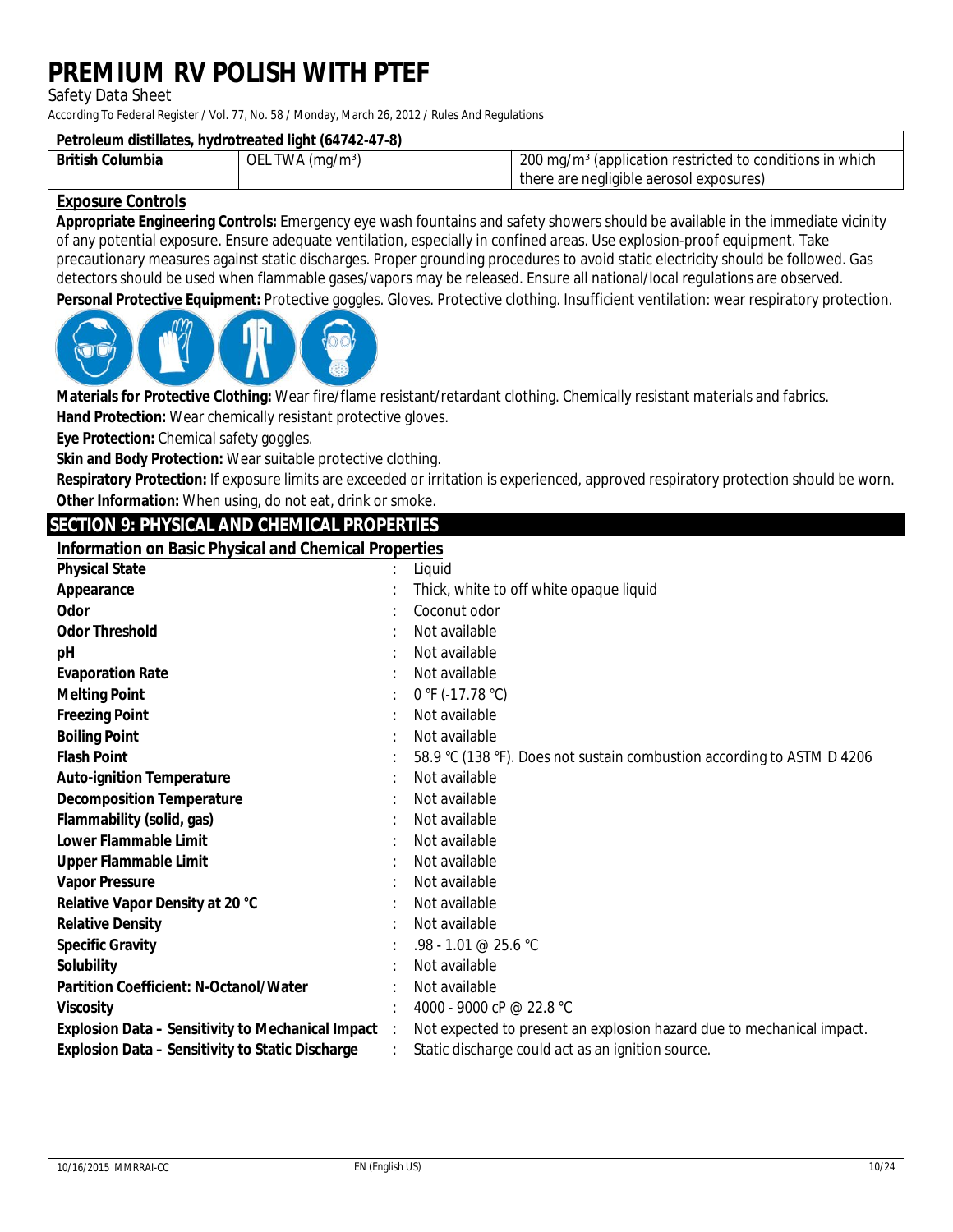| Petroleum distillates, hydrotreated light (64742-47-8) | | |
|---|---|---|
| British Columbia | OEL TWA ($mg/m^3$) | 200 $mg/m^3$ (application restricted to conditions in which there are negligible aerosol exposures) |

**Exposure Controls**

**Appropriate Engineering Controls:** Emergency eye wash fountains and safety showers should be available in the immediate vicinity of any potential exposure. Ensure adequate ventilation, especially in confined areas. Use explosion-proof equipment. Take precautionary measures against static discharges. Proper grounding procedures to avoid static electricity should be followed. Gas detectors should be used when flammable gases/vapors may be released. Ensure all national/local regulations are observed.

**Personal Protective Equipment:** Protective goggles. Gloves. Protective clothing. Insufficient ventilation: wear respiratory protection.

**Materials for Protective Clothing:** Wear fire/flame resistant/retardant clothing. Chemically resistant materials and fabrics.

**Hand Protection:** Wear chemically resistant protective gloves.

**Eye Protection:** Chemical safety goggles.

**Skin and Body Protection:** Wear suitable protective clothing.

**Respiratory Protection:** If exposure limits are exceeded or irritation is experienced, approved respiratory protection should be worn.

**Other Information:** When using, do not eat, drink or smoke.

## SECTION 9: PHYSICAL AND CHEMICAL PROPERTIES

**Information on Basic Physical and Chemical Properties**

| | | |
|---|---|---|
| **Physical State** | : | Liquid |
| **Appearance** | : | Thick, white to off white opaque liquid |
| **Odor** | : | Coconut odor |
| **Odor Threshold** | : | Not available |
| **pH** | : | Not available |
| **Evaporation Rate** | : | Not available |
| **Melting Point** | : | 0 °F (-17.78 °C) |
| **Freezing Point** | : | Not available |
| **Boiling Point** | : | Not available |
| **Flash Point** | : | 58.9 °C (138 °F). Does not sustain combustion according to ASTM D 4206 |
| **Auto-ignition Temperature** | : | Not available |
| **Decomposition Temperature** | : | Not available |
| **Flammability (solid, gas)** | : | Not available |
| **Lower Flammable Limit** | : | Not available |
| **Upper Flammable Limit** | : | Not available |
| **Vapor Pressure** | : | Not available |
| **Relative Vapor Density at 20 °C** | : | Not available |
| **Relative Density** | : | Not available |
| **Specific Gravity** | : | .98 - 1.01 @ 25.6 °C |
| **Solubility** | : | Not available |
| **Partition Coefficient: N-Octanol/Water** | : | Not available |
| **Viscosity** | : | 4000 - 9000 cP @ 22.8 °C |
| **Explosion Data – Sensitivity to Mechanical Impact** | : | Not expected to present an explosion hazard due to mechanical impact. |
| **Explosion Data – Sensitivity to Static Discharge** | : | Static discharge could act as an ignition source. |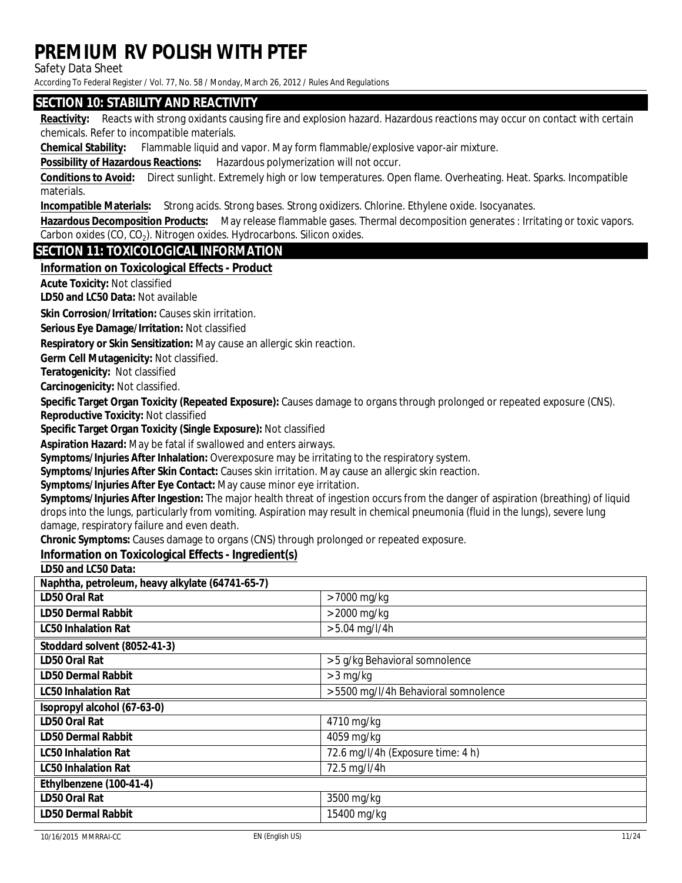## SECTION 10: STABILITY AND REACTIVITY

**Reactivity:** Reacts with strong oxidants causing fire and explosion hazard. Hazardous reactions may occur on contact with certain chemicals. Refer to incompatible materials.

**Chemical Stability:** Flammable liquid and vapor. May form flammable/explosive vapor-air mixture.

**Possibility of Hazardous Reactions:** Hazardous polymerization will not occur.

**Conditions to Avoid:** Direct sunlight. Extremely high or low temperatures. Open flame. Overheating. Heat. Sparks. Incompatible materials.

**Incompatible Materials:** Strong acids. Strong bases. Strong oxidizers. Chlorine. Ethylene oxide. Isocyanates.

**Hazardous Decomposition Products:** May release flammable gases. Thermal decomposition generates : Irritating or toxic vapors. Carbon oxides ($CO$, $CO_2$). Nitrogen oxides. Hydrocarbons. Silicon oxides.

## SECTION 11: TOXICOLOGICAL INFORMATION

### Information on Toxicological Effects - Product

**Acute Toxicity:** Not classified

**LD50 and LC50 Data:** Not available

**Skin Corrosion/Irritation:** Causes skin irritation.

**Serious Eye Damage/Irritation:** Not classified

**Respiratory or Skin Sensitization:** May cause an allergic skin reaction.

**Germ Cell Mutagenicity:** Not classified.

**Teratogenicity:** Not classified

**Carcinogenicity:** Not classified.

**Specific Target Organ Toxicity (Repeated Exposure):** Causes damage to organs through prolonged or repeated exposure (CNS).

**Reproductive Toxicity:** Not classified

**Specific Target Organ Toxicity (Single Exposure):** Not classified

**Aspiration Hazard:** May be fatal if swallowed and enters airways.

**Symptoms/Injuries After Inhalation:** Overexposure may be irritating to the respiratory system.

**Symptoms/Injuries After Skin Contact:** Causes skin irritation. May cause an allergic skin reaction.

**Symptoms/Injuries After Eye Contact:** May cause minor eye irritation.

**Symptoms/Injuries After Ingestion:** The major health threat of ingestion occurs from the danger of aspiration (breathing) of liquid drops into the lungs, particularly from vomiting. Aspiration may result in chemical pneumonia (fluid in the lungs), severe lung damage, respiratory failure and even death.

**Chronic Symptoms:** Causes damage to organs (CNS) through prolonged or repeated exposure.

### Information on Toxicological Effects - Ingredient(s)

**LD50 and LC50 Data:**

| Naphtha, petroleum, heavy alkylate (64741-65-7) | |
|---|---|
| LD50 Oral Rat | > 7000 mg/kg |
| LD50 Dermal Rabbit | > 2000 mg/kg |
| LC50 Inhalation Rat | > 5.04 mg/l/4h |
| **Stoddard solvent (8052-41-3)** | |
| LD50 Oral Rat | > 5 g/kg Behavioral somnolence |
| LD50 Dermal Rabbit | > 3 mg/kg |
| LC50 Inhalation Rat | > 5500 mg/l/4h Behavioral somnolence |
| **Isopropyl alcohol (67-63-0)** | |
| LD50 Oral Rat | 4710 mg/kg |
| LD50 Dermal Rabbit | 4059 mg/kg |
| LC50 Inhalation Rat | 72.6 mg/l/4h (Exposure time: 4 h) |
| LC50 Inhalation Rat | 72.5 mg/l/4h |
| **Ethylbenzene (100-41-4)** | |
| LD50 Oral Rat | 3500 mg/kg |
| LD50 Dermal Rabbit | 15400 mg/kg |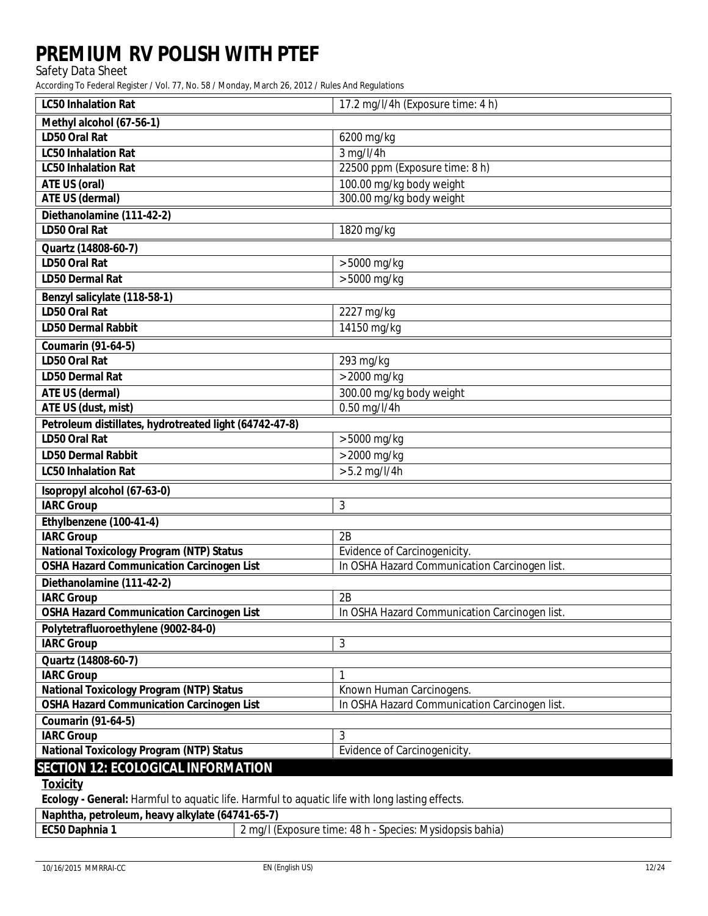| LC50 Inhalation Rat | 17.2 mg/l/4h (Exposure time: 4 h) |
|---|---|
| **Methyl alcohol (67-56-1)** | |
| LD50 Oral Rat | 6200 mg/kg |
| LC50 Inhalation Rat | 3 mg/l/4h |
| LC50 Inhalation Rat | 22500 ppm (Exposure time: 8 h) |
| ATE US (oral) | 100.00 mg/kg body weight |
| ATE US (dermal) | 300.00 mg/kg body weight |
| **Diethanolamine (111-42-2)** | |
| LD50 Oral Rat | 1820 mg/kg |
| **Quartz (14808-60-7)** | |
| LD50 Oral Rat | > 5000 mg/kg |
| LD50 Dermal Rat | > 5000 mg/kg |
| **Benzyl salicylate (118-58-1)** | |
| LD50 Oral Rat | 2227 mg/kg |
| LD50 Dermal Rabbit | 14150 mg/kg |
| **Coumarin (91-64-5)** | |
| LD50 Oral Rat | 293 mg/kg |
| LD50 Dermal Rat | > 2000 mg/kg |
| ATE US (dermal) | 300.00 mg/kg body weight |
| ATE US (dust, mist) | 0.50 mg/l/4h |
| **Petroleum distillates, hydrotreated light (64742-47-8)** | |
| LD50 Oral Rat | > 5000 mg/kg |
| LD50 Dermal Rabbit | > 2000 mg/kg |
| LC50 Inhalation Rat | > 5.2 mg/l/4h |
| **Isopropyl alcohol (67-63-0)** | |
| IARC Group | 3 |
| **Ethylbenzene (100-41-4)** | |
| IARC Group | 2B |
| National Toxicology Program (NTP) Status | Evidence of Carcinogenicity. |
| OSHA Hazard Communication Carcinogen List | In OSHA Hazard Communication Carcinogen list. |
| **Diethanolamine (111-42-2)** | |
| IARC Group | 2B |
| OSHA Hazard Communication Carcinogen List | In OSHA Hazard Communication Carcinogen list. |
| **Polytetrafluoroethylene (9002-84-0)** | |
| IARC Group | 3 |
| **Quartz (14808-60-7)** | |
| IARC Group | 1 |
| National Toxicology Program (NTP) Status | Known Human Carcinogens. |
| OSHA Hazard Communication Carcinogen List | In OSHA Hazard Communication Carcinogen list. |
| **Coumarin (91-64-5)** | |
| IARC Group | 3 |
| National Toxicology Program (NTP) Status | Evidence of Carcinogenicity. |

## SECTION 12: ECOLOGICAL INFORMATION

### Toxicity

**Ecology - General:** Harmful to aquatic life. Harmful to aquatic life with long lasting effects.

| Naphtha, petroleum, heavy alkylate (64741-65-7) | |
|---|---|
| EC50 Daphnia 1 | 2 mg/l (Exposure time: 48 h - Species: Mysidopsis bahia) |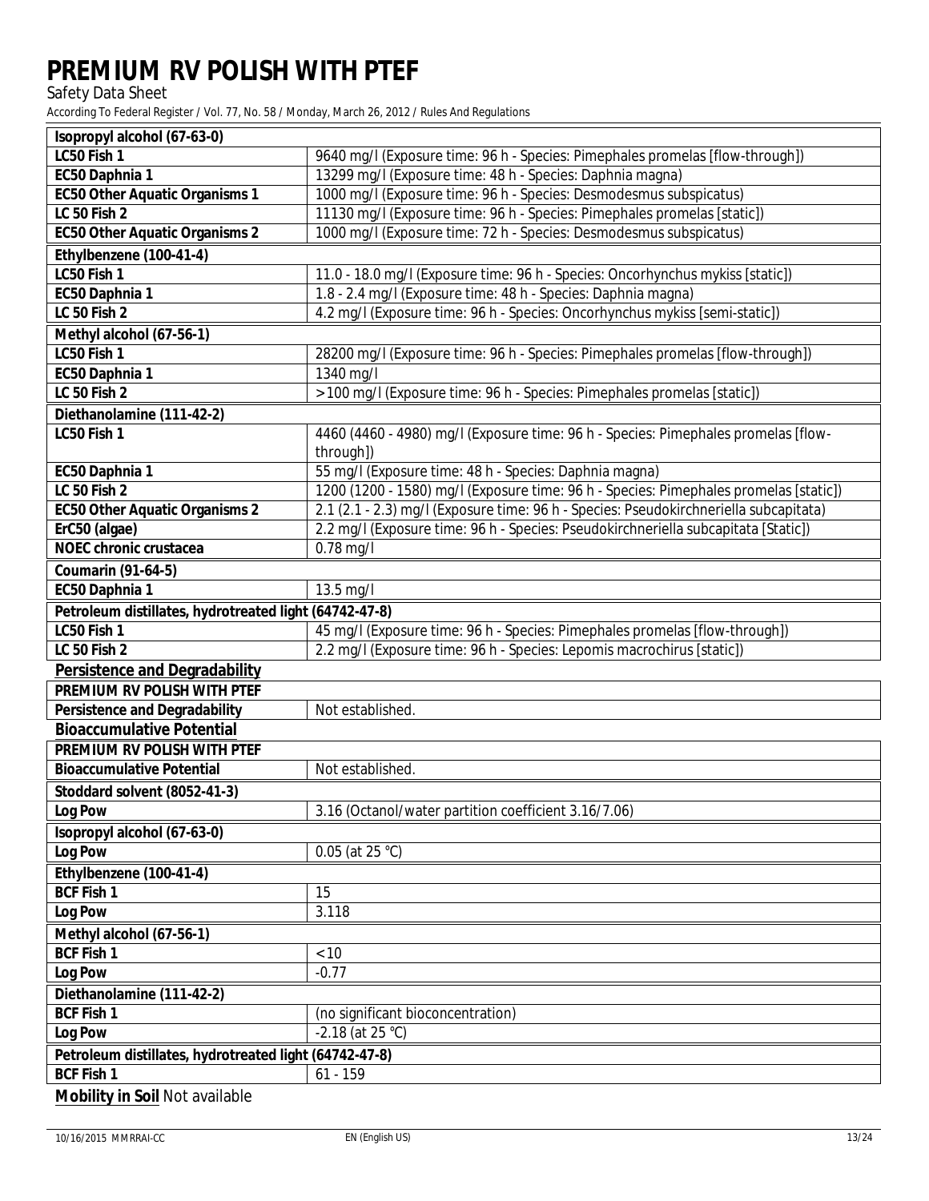| Isopropyl alcohol (67-63-0) | |
|---|---|
| LC50 Fish 1 | 9640 mg/l (Exposure time: 96 h - Species: Pimephales promelas [flow-through]) |
| EC50 Daphnia 1 | 13299 mg/l (Exposure time: 48 h - Species: Daphnia magna) |
| EC50 Other Aquatic Organisms 1 | 1000 mg/l (Exposure time: 96 h - Species: Desmodesmus subspicatus) |
| LC 50 Fish 2 | 11130 mg/l (Exposure time: 96 h - Species: Pimephales promelas [static]) |
| EC50 Other Aquatic Organisms 2 | 1000 mg/l (Exposure time: 72 h - Species: Desmodesmus subspicatus) |
| **Ethylbenzene (100-41-4)** | |
| LC50 Fish 1 | 11.0 - 18.0 mg/l (Exposure time: 96 h - Species: Oncorhynchus mykiss [static]) |
| EC50 Daphnia 1 | 1.8 - 2.4 mg/l (Exposure time: 48 h - Species: Daphnia magna) |
| LC 50 Fish 2 | 4.2 mg/l (Exposure time: 96 h - Species: Oncorhynchus mykiss [semi-static]) |
| **Methyl alcohol (67-56-1)** | |
| LC50 Fish 1 | 28200 mg/l (Exposure time: 96 h - Species: Pimephales promelas [flow-through]) |
| EC50 Daphnia 1 | 1340 mg/l |
| LC 50 Fish 2 | > 100 mg/l (Exposure time: 96 h - Species: Pimephales promelas [static]) |
| **Diethanolamine (111-42-2)** | |
| LC50 Fish 1 | 4460 (4460 - 4980) mg/l (Exposure time: 96 h - Species: Pimephales promelas [flow-through]) |
| EC50 Daphnia 1 | 55 mg/l (Exposure time: 48 h - Species: Daphnia magna) |
| LC 50 Fish 2 | 1200 (1200 - 1580) mg/l (Exposure time: 96 h - Species: Pimephales promelas [static]) |
| EC50 Other Aquatic Organisms 2 | 2.1 (2.1 - 2.3) mg/l (Exposure time: 96 h - Species: Pseudokirchneriella subcapitata) |
| ErC50 (algae) | 2.2 mg/l (Exposure time: 96 h - Species: Pseudokirchneriella subcapitata [Static]) |
| NOEC chronic crustacea | 0.78 mg/l |
| **Coumarin (91-64-5)** | |
| EC50 Daphnia 1 | 13.5 mg/l |
| **Petroleum distillates, hydrotreated light (64742-47-8)** | |
| LC50 Fish 1 | 45 mg/l (Exposure time: 96 h - Species: Pimephales promelas [flow-through]) |
| LC 50 Fish 2 | 2.2 mg/l (Exposure time: 96 h - Species: Lepomis macrochirus [static]) |

**Persistence and Degradability**

| PREMIUM RV POLISH WITH PTEF | |
|---|---|
| Persistence and Degradability | Not established. |

**Bioaccumulative Potential**

| PREMIUM RV POLISH WITH PTEF | |
|---|---|
| Bioaccumulative Potential | Not established. |
| **Stoddard solvent (8052-41-3)** | |
| Log Pow | 3.16 (Octanol/water partition coefficient 3.16/7.06) |
| **Isopropyl alcohol (67-63-0)** | |
| Log Pow | 0.05 (at 25 °C) |
| **Ethylbenzene (100-41-4)** | |
| BCF Fish 1 | 15 |
| Log Pow | 3.118 |
| **Methyl alcohol (67-56-1)** | |
| BCF Fish 1 | < 10 |
| Log Pow | -0.77 |
| **Diethanolamine (111-42-2)** | |
| BCF Fish 1 | (no significant bioconcentration) |
| Log Pow | -2.18 (at 25 °C) |
| **Petroleum distillates, hydrotreated light (64742-47-8)** | |
| BCF Fish 1 | 61 - 159 |

**Mobility in Soil** Not available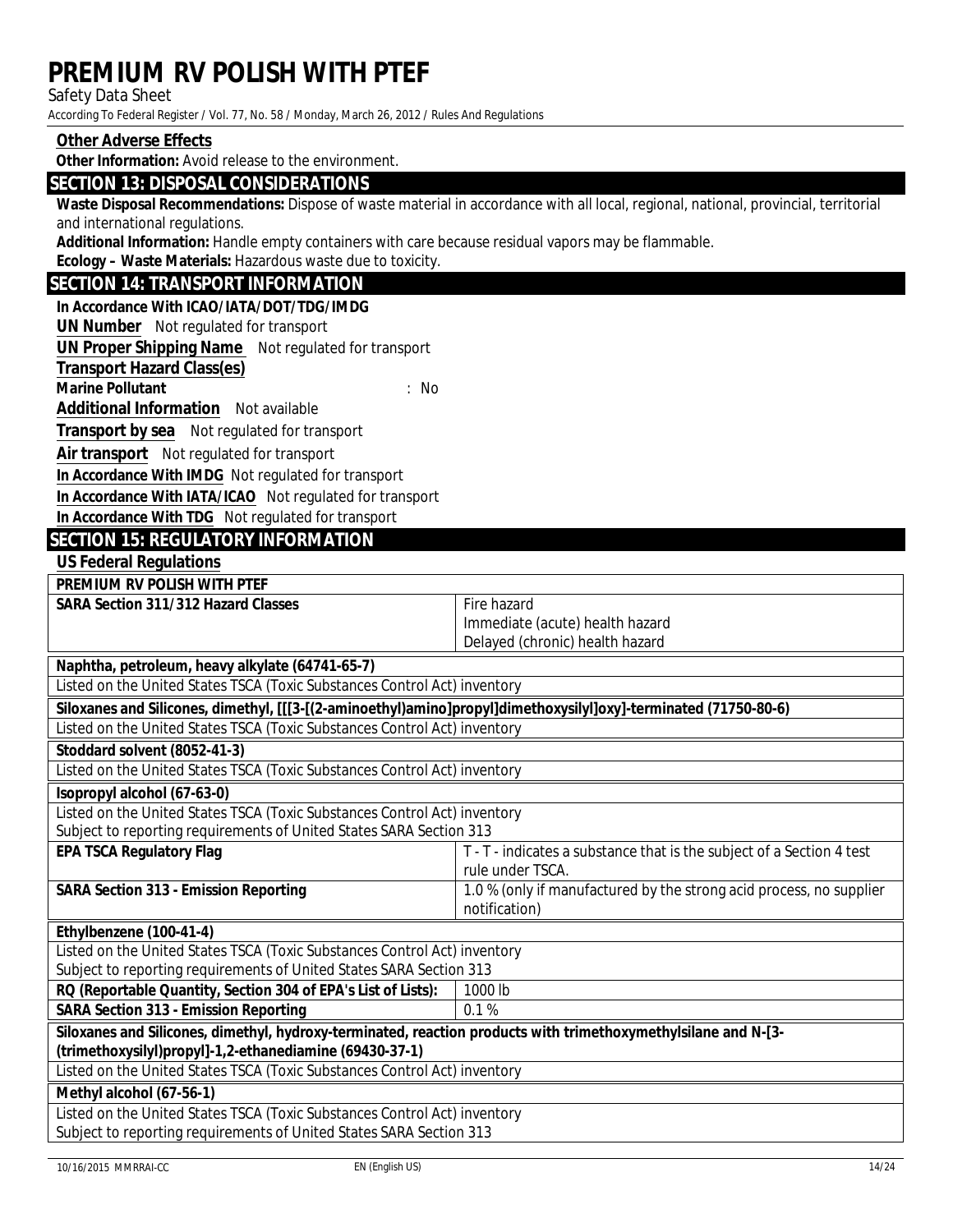### Other Adverse Effects

**Other Information:** Avoid release to the environment.

## SECTION 13: DISPOSAL CONSIDERATIONS

**Waste Disposal Recommendations:** Dispose of waste material in accordance with all local, regional, national, provincial, territorial and international regulations.

**Additional Information:** Handle empty containers with care because residual vapors may be flammable.

**Ecology – Waste Materials:** Hazardous waste due to toxicity.

## SECTION 14: TRANSPORT INFORMATION

**In Accordance With ICAO/IATA/DOT/TDG/IMDG**

**UN Number** Not regulated for transport

**UN Proper Shipping Name** Not regulated for transport

**Transport Hazard Class(es)**

**Marine Pollutant** : No

**Additional Information** Not available

**Transport by sea** Not regulated for transport

**Air transport** Not regulated for transport

**In Accordance With IMDG** Not regulated for transport

**In Accordance With IATA/ICAO** Not regulated for transport

**In Accordance With TDG** Not regulated for transport

## SECTION 15: REGULATORY INFORMATION

**US Federal Regulations**

| **PREMIUM RV POLISH WITH PTEF** | |
|---|---|
| **SARA Section 311/312 Hazard Classes** | Fire hazard<br>Immediate (acute) health hazard<br>Delayed (chronic) health hazard |

| **Naphtha, petroleum, heavy alkylate (64741-65-7)** |
|---|
| Listed on the United States TSCA (Toxic Substances Control Act) inventory |

| **Siloxanes and Silicones, dimethyl, [[[3-[(2-aminoethyl)amino]propyl]dimethoxysilyl]oxy]-terminated (71750-80-6)** |
|---|
| Listed on the United States TSCA (Toxic Substances Control Act) inventory |

| **Stoddard solvent (8052-41-3)** |
|---|
| Listed on the United States TSCA (Toxic Substances Control Act) inventory |

| **Isopropyl alcohol (67-63-0)** | |
|---|---|
| Listed on the United States TSCA (Toxic Substances Control Act) inventory<br>Subject to reporting requirements of United States SARA Section 313 | |
| **EPA TSCA Regulatory Flag** | T - T - indicates a substance that is the subject of a Section 4 test rule under TSCA. |
| **SARA Section 313 - Emission Reporting** | 1.0 % (only if manufactured by the strong acid process, no supplier notification) |

| **Ethylbenzene (100-41-4)** | |
|---|---|
| Listed on the United States TSCA (Toxic Substances Control Act) inventory<br>Subject to reporting requirements of United States SARA Section 313 | |
| **RQ (Reportable Quantity, Section 304 of EPA's List of Lists):** | 1000 lb |
| **SARA Section 313 - Emission Reporting** | 0.1 % |

| **Siloxanes and Silicones, dimethyl, hydroxy-terminated, reaction products with trimethoxymethylsilane and N-[3-(trimethoxysilyl)propyl]-1,2-ethanediamine (69430-37-1)** |
|---|
| Listed on the United States TSCA (Toxic Substances Control Act) inventory |

| **Methyl alcohol (67-56-1)** |
|---|
| Listed on the United States TSCA (Toxic Substances Control Act) inventory<br>Subject to reporting requirements of United States SARA Section 313 |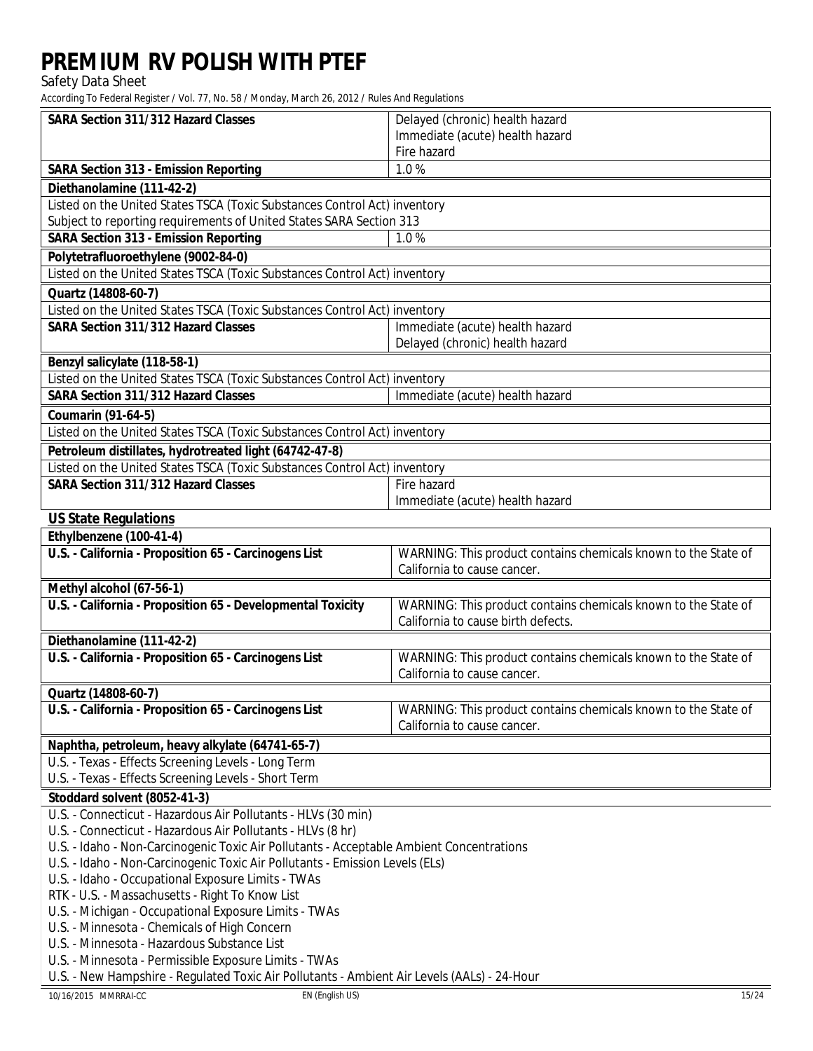| SARA Section 311/312 Hazard Classes | Delayed (chronic) health hazard<br>Immediate (acute) health hazard<br>Fire hazard |
|---|---|
| SARA Section 313 - Emission Reporting | 1.0 % |

**Diethanolamine (111-42-2)**

Listed on the United States TSCA (Toxic Substances Control Act) inventory
Subject to reporting requirements of United States SARA Section 313

| SARA Section 313 - Emission Reporting | 1.0 % |
|---|---|

**Polytetrafluoroethylene (9002-84-0)**

Listed on the United States TSCA (Toxic Substances Control Act) inventory

**Quartz (14808-60-7)**

Listed on the United States TSCA (Toxic Substances Control Act) inventory

| SARA Section 311/312 Hazard Classes | Immediate (acute) health hazard<br>Delayed (chronic) health hazard |
|---|---|

**Benzyl salicylate (118-58-1)**

Listed on the United States TSCA (Toxic Substances Control Act) inventory

| SARA Section 311/312 Hazard Classes | Immediate (acute) health hazard |
|---|---|

**Coumarin (91-64-5)**

Listed on the United States TSCA (Toxic Substances Control Act) inventory

**Petroleum distillates, hydrotreated light (64742-47-8)**

Listed on the United States TSCA (Toxic Substances Control Act) inventory

| SARA Section 311/312 Hazard Classes | Fire hazard<br>Immediate (acute) health hazard |
|---|---|

## US State Regulations

**Ethylbenzene (100-41-4)**

| U.S. - California - Proposition 65 - Carcinogens List | WARNING: This product contains chemicals known to the State of California to cause cancer. |
|---|---|

**Methyl alcohol (67-56-1)**

| U.S. - California - Proposition 65 - Developmental Toxicity | WARNING: This product contains chemicals known to the State of California to cause birth defects. |
|---|---|

**Diethanolamine (111-42-2)**

| U.S. - California - Proposition 65 - Carcinogens List | WARNING: This product contains chemicals known to the State of California to cause cancer. |
|---|---|

**Quartz (14808-60-7)**

| U.S. - California - Proposition 65 - Carcinogens List | WARNING: This product contains chemicals known to the State of California to cause cancer. |
|---|---|

**Naphtha, petroleum, heavy alkylate (64741-65-7)**

U.S. - Texas - Effects Screening Levels - Long Term
U.S. - Texas - Effects Screening Levels - Short Term

**Stoddard solvent (8052-41-3)**

U.S. - Connecticut - Hazardous Air Pollutants - HLVs (30 min)
U.S. - Connecticut - Hazardous Air Pollutants - HLVs (8 hr)
U.S. - Idaho - Non-Carcinogenic Toxic Air Pollutants - Acceptable Ambient Concentrations
U.S. - Idaho - Non-Carcinogenic Toxic Air Pollutants - Emission Levels (ELs)
U.S. - Idaho - Occupational Exposure Limits - TWAs
RTK - U.S. - Massachusetts - Right To Know List
U.S. - Michigan - Occupational Exposure Limits - TWAs
U.S. - Minnesota - Chemicals of High Concern
U.S. - Minnesota - Hazardous Substance List
U.S. - Minnesota - Permissible Exposure Limits - TWAs
U.S. - New Hampshire - Regulated Toxic Air Pollutants - Ambient Air Levels (AALs) - 24-Hour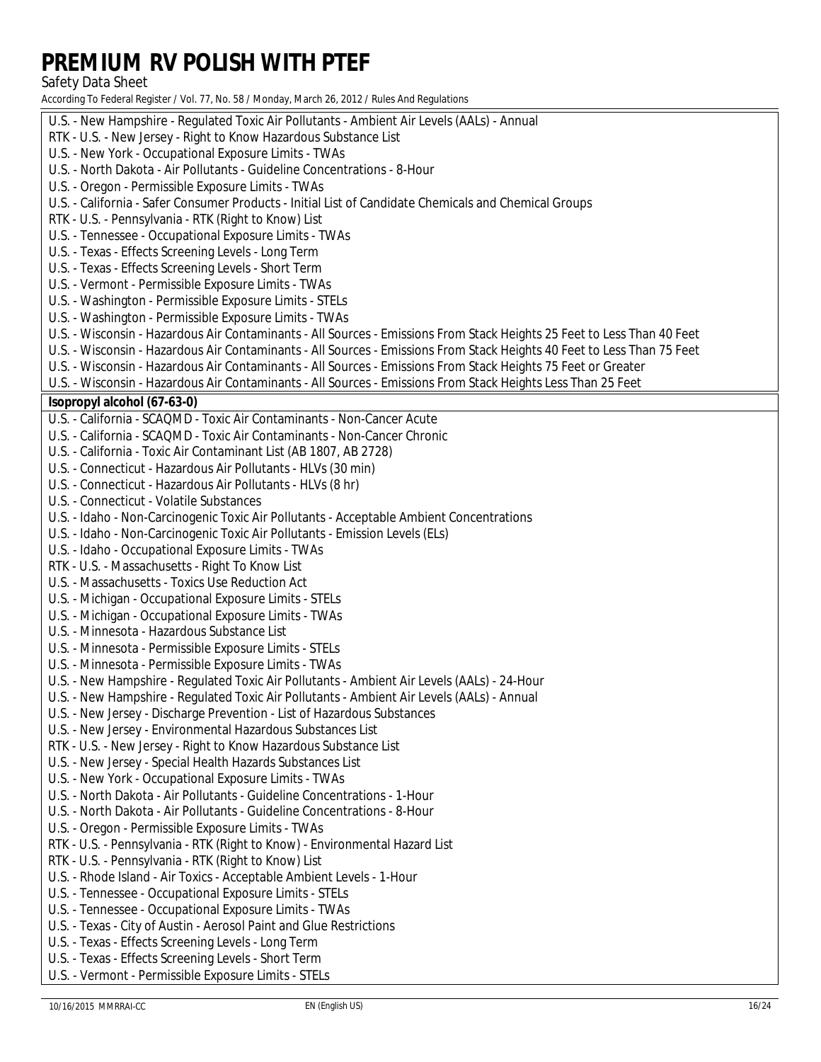| |
|---|
| U.S. - New Hampshire - Regulated Toxic Air Pollutants - Ambient Air Levels (AALs) - Annual<br>RTK - U.S. - New Jersey - Right to Know Hazardous Substance List<br>U.S. - New York - Occupational Exposure Limits - TWAs<br>U.S. - North Dakota - Air Pollutants - Guideline Concentrations - 8-Hour<br>U.S. - Oregon - Permissible Exposure Limits - TWAs<br>U.S. - California - Safer Consumer Products - Initial List of Candidate Chemicals and Chemical Groups<br>RTK - U.S. - Pennsylvania - RTK (Right to Know) List<br>U.S. - Tennessee - Occupational Exposure Limits - TWAs<br>U.S. - Texas - Effects Screening Levels - Long Term<br>U.S. - Texas - Effects Screening Levels - Short Term<br>U.S. - Vermont - Permissible Exposure Limits - TWAs<br>U.S. - Washington - Permissible Exposure Limits - STELs<br>U.S. - Washington - Permissible Exposure Limits - TWAs<br>U.S. - Wisconsin - Hazardous Air Contaminants - All Sources - Emissions From Stack Heights 25 Feet to Less Than 40 Feet<br>U.S. - Wisconsin - Hazardous Air Contaminants - All Sources - Emissions From Stack Heights 40 Feet to Less Than 75 Feet<br>U.S. - Wisconsin - Hazardous Air Contaminants - All Sources - Emissions From Stack Heights 75 Feet or Greater<br>U.S. - Wisconsin - Hazardous Air Contaminants - All Sources - Emissions From Stack Heights Less Than 25 Feet |
| **Isopropyl alcohol (67-63-0)** |
| U.S. - California - SCAQMD - Toxic Air Contaminants - Non-Cancer Acute<br>U.S. - California - SCAQMD - Toxic Air Contaminants - Non-Cancer Chronic<br>U.S. - California - Toxic Air Contaminant List (AB 1807, AB 2728)<br>U.S. - Connecticut - Hazardous Air Pollutants - HLVs (30 min)<br>U.S. - Connecticut - Hazardous Air Pollutants - HLVs (8 hr)<br>U.S. - Connecticut - Volatile Substances<br>U.S. - Idaho - Non-Carcinogenic Toxic Air Pollutants - Acceptable Ambient Concentrations<br>U.S. - Idaho - Non-Carcinogenic Toxic Air Pollutants - Emission Levels (ELs)<br>U.S. - Idaho - Occupational Exposure Limits - TWAs<br>RTK - U.S. - Massachusetts - Right To Know List<br>U.S. - Massachusetts - Toxics Use Reduction Act<br>U.S. - Michigan - Occupational Exposure Limits - STELs<br>U.S. - Michigan - Occupational Exposure Limits - TWAs<br>U.S. - Minnesota - Hazardous Substance List<br>U.S. - Minnesota - Permissible Exposure Limits - STELs<br>U.S. - Minnesota - Permissible Exposure Limits - TWAs<br>U.S. - New Hampshire - Regulated Toxic Air Pollutants - Ambient Air Levels (AALs) - 24-Hour<br>U.S. - New Hampshire - Regulated Toxic Air Pollutants - Ambient Air Levels (AALs) - Annual<br>U.S. - New Jersey - Discharge Prevention - List of Hazardous Substances<br>U.S. - New Jersey - Environmental Hazardous Substances List<br>RTK - U.S. - New Jersey - Right to Know Hazardous Substance List<br>U.S. - New Jersey - Special Health Hazards Substances List<br>U.S. - New York - Occupational Exposure Limits - TWAs<br>U.S. - North Dakota - Air Pollutants - Guideline Concentrations - 1-Hour<br>U.S. - North Dakota - Air Pollutants - Guideline Concentrations - 8-Hour<br>U.S. - Oregon - Permissible Exposure Limits - TWAs<br>RTK - U.S. - Pennsylvania - RTK (Right to Know) - Environmental Hazard List<br>RTK - U.S. - Pennsylvania - RTK (Right to Know) List<br>U.S. - Rhode Island - Air Toxics - Acceptable Ambient Levels - 1-Hour<br>U.S. - Tennessee - Occupational Exposure Limits - STELs<br>U.S. - Tennessee - Occupational Exposure Limits - TWAs<br>U.S. - Texas - City of Austin - Aerosol Paint and Glue Restrictions<br>U.S. - Texas - Effects Screening Levels - Long Term<br>U.S. - Texas - Effects Screening Levels - Short Term<br>U.S. - Vermont - Permissible Exposure Limits - STELs |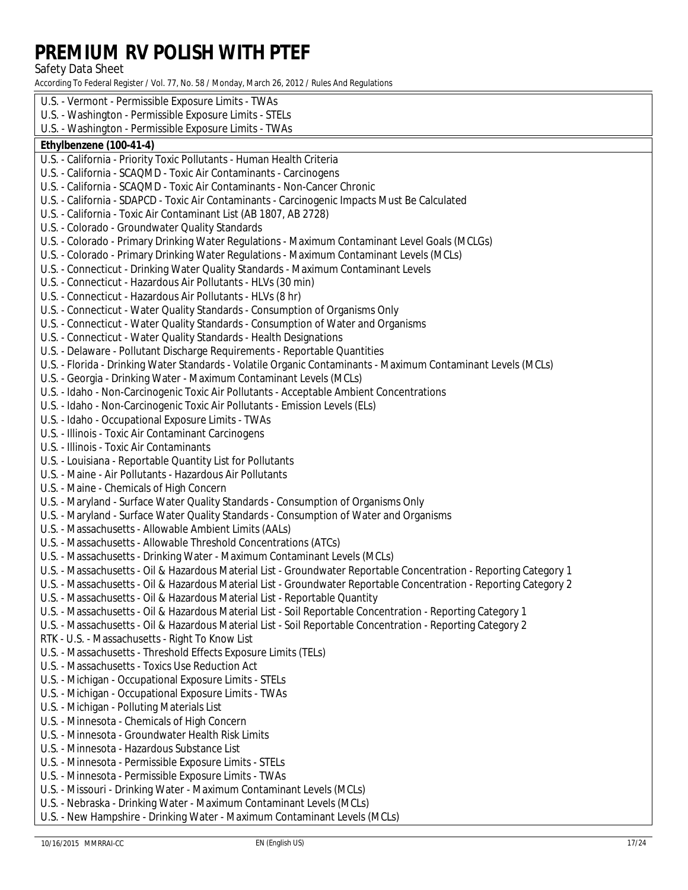U.S. - Vermont - Permissible Exposure Limits - TWAs
U.S. - Washington - Permissible Exposure Limits - STELs
U.S. - Washington - Permissible Exposure Limits - TWAs

**Ethylbenzene (100-41-4)**

U.S. - California - Priority Toxic Pollutants - Human Health Criteria
U.S. - California - SCAQMD - Toxic Air Contaminants - Carcinogens
U.S. - California - SCAQMD - Toxic Air Contaminants - Non-Cancer Chronic
U.S. - California - SDAPCD - Toxic Air Contaminants - Carcinogenic Impacts Must Be Calculated
U.S. - California - Toxic Air Contaminant List (AB 1807, AB 2728)
U.S. - Colorado - Groundwater Quality Standards
U.S. - Colorado - Primary Drinking Water Regulations - Maximum Contaminant Level Goals (MCLGs)
U.S. - Colorado - Primary Drinking Water Regulations - Maximum Contaminant Levels (MCLs)
U.S. - Connecticut - Drinking Water Quality Standards - Maximum Contaminant Levels
U.S. - Connecticut - Hazardous Air Pollutants - HLVs (30 min)
U.S. - Connecticut - Hazardous Air Pollutants - HLVs (8 hr)
U.S. - Connecticut - Water Quality Standards - Consumption of Organisms Only
U.S. - Connecticut - Water Quality Standards - Consumption of Water and Organisms
U.S. - Connecticut - Water Quality Standards - Health Designations
U.S. - Delaware - Pollutant Discharge Requirements - Reportable Quantities
U.S. - Florida - Drinking Water Standards - Volatile Organic Contaminants - Maximum Contaminant Levels (MCLs)
U.S. - Georgia - Drinking Water - Maximum Contaminant Levels (MCLs)
U.S. - Idaho - Non-Carcinogenic Toxic Air Pollutants - Acceptable Ambient Concentrations
U.S. - Idaho - Non-Carcinogenic Toxic Air Pollutants - Emission Levels (ELs)
U.S. - Idaho - Occupational Exposure Limits - TWAs
U.S. - Illinois - Toxic Air Contaminant Carcinogens
U.S. - Illinois - Toxic Air Contaminants
U.S. - Louisiana - Reportable Quantity List for Pollutants
U.S. - Maine - Air Pollutants - Hazardous Air Pollutants
U.S. - Maine - Chemicals of High Concern
U.S. - Maryland - Surface Water Quality Standards - Consumption of Organisms Only
U.S. - Maryland - Surface Water Quality Standards - Consumption of Water and Organisms
U.S. - Massachusetts - Allowable Ambient Limits (AALs)
U.S. - Massachusetts - Allowable Threshold Concentrations (ATCs)
U.S. - Massachusetts - Drinking Water - Maximum Contaminant Levels (MCLs)
U.S. - Massachusetts - Oil & Hazardous Material List - Groundwater Reportable Concentration - Reporting Category 1
U.S. - Massachusetts - Oil & Hazardous Material List - Groundwater Reportable Concentration - Reporting Category 2
U.S. - Massachusetts - Oil & Hazardous Material List - Reportable Quantity
U.S. - Massachusetts - Oil & Hazardous Material List - Soil Reportable Concentration - Reporting Category 1
U.S. - Massachusetts - Oil & Hazardous Material List - Soil Reportable Concentration - Reporting Category 2
RTK - U.S. - Massachusetts - Right To Know List
U.S. - Massachusetts - Threshold Effects Exposure Limits (TELs)
U.S. - Massachusetts - Toxics Use Reduction Act
U.S. - Michigan - Occupational Exposure Limits - STELs
U.S. - Michigan - Occupational Exposure Limits - TWAs
U.S. - Michigan - Polluting Materials List
U.S. - Minnesota - Chemicals of High Concern
U.S. - Minnesota - Groundwater Health Risk Limits
U.S. - Minnesota - Hazardous Substance List
U.S. - Minnesota - Permissible Exposure Limits - STELs
U.S. - Minnesota - Permissible Exposure Limits - TWAs
U.S. - Missouri - Drinking Water - Maximum Contaminant Levels (MCLs)
U.S. - Nebraska - Drinking Water - Maximum Contaminant Levels (MCLs)
U.S. - New Hampshire - Drinking Water - Maximum Contaminant Levels (MCLs)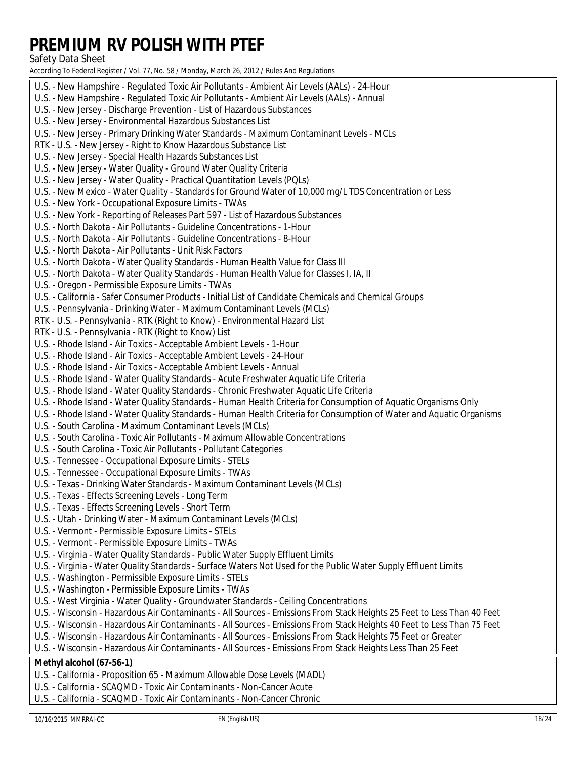U.S. - New Hampshire - Regulated Toxic Air Pollutants - Ambient Air Levels (AALs) - 24-Hour
U.S. - New Hampshire - Regulated Toxic Air Pollutants - Ambient Air Levels (AALs) - Annual
U.S. - New Jersey - Discharge Prevention - List of Hazardous Substances
U.S. - New Jersey - Environmental Hazardous Substances List
U.S. - New Jersey - Primary Drinking Water Standards - Maximum Contaminant Levels - MCLs
RTK - U.S. - New Jersey - Right to Know Hazardous Substance List
U.S. - New Jersey - Special Health Hazards Substances List
U.S. - New Jersey - Water Quality - Ground Water Quality Criteria
U.S. - New Jersey - Water Quality - Practical Quantitation Levels (PQLs)
U.S. - New Mexico - Water Quality - Standards for Ground Water of 10,000 mg/L TDS Concentration or Less
U.S. - New York - Occupational Exposure Limits - TWAs
U.S. - New York - Reporting of Releases Part 597 - List of Hazardous Substances
U.S. - North Dakota - Air Pollutants - Guideline Concentrations - 1-Hour
U.S. - North Dakota - Air Pollutants - Guideline Concentrations - 8-Hour
U.S. - North Dakota - Air Pollutants - Unit Risk Factors
U.S. - North Dakota - Water Quality Standards - Human Health Value for Class III
U.S. - North Dakota - Water Quality Standards - Human Health Value for Classes I, IA, II
U.S. - Oregon - Permissible Exposure Limits - TWAs
U.S. - California - Safer Consumer Products - Initial List of Candidate Chemicals and Chemical Groups
U.S. - Pennsylvania - Drinking Water - Maximum Contaminant Levels (MCLs)
RTK - U.S. - Pennsylvania - RTK (Right to Know) - Environmental Hazard List
RTK - U.S. - Pennsylvania - RTK (Right to Know) List
U.S. - Rhode Island - Air Toxics - Acceptable Ambient Levels - 1-Hour
U.S. - Rhode Island - Air Toxics - Acceptable Ambient Levels - 24-Hour
U.S. - Rhode Island - Air Toxics - Acceptable Ambient Levels - Annual
U.S. - Rhode Island - Water Quality Standards - Acute Freshwater Aquatic Life Criteria
U.S. - Rhode Island - Water Quality Standards - Chronic Freshwater Aquatic Life Criteria
U.S. - Rhode Island - Water Quality Standards - Human Health Criteria for Consumption of Aquatic Organisms Only
U.S. - Rhode Island - Water Quality Standards - Human Health Criteria for Consumption of Water and Aquatic Organisms
U.S. - South Carolina - Maximum Contaminant Levels (MCLs)
U.S. - South Carolina - Toxic Air Pollutants - Maximum Allowable Concentrations
U.S. - South Carolina - Toxic Air Pollutants - Pollutant Categories
U.S. - Tennessee - Occupational Exposure Limits - STELs
U.S. - Tennessee - Occupational Exposure Limits - TWAs
U.S. - Texas - Drinking Water Standards - Maximum Contaminant Levels (MCLs)
U.S. - Texas - Effects Screening Levels - Long Term
U.S. - Texas - Effects Screening Levels - Short Term
U.S. - Utah - Drinking Water - Maximum Contaminant Levels (MCLs)
U.S. - Vermont - Permissible Exposure Limits - STELs
U.S. - Vermont - Permissible Exposure Limits - TWAs
U.S. - Virginia - Water Quality Standards - Public Water Supply Effluent Limits
U.S. - Virginia - Water Quality Standards - Surface Waters Not Used for the Public Water Supply Effluent Limits
U.S. - Washington - Permissible Exposure Limits - STELs
U.S. - Washington - Permissible Exposure Limits - TWAs
U.S. - West Virginia - Water Quality - Groundwater Standards - Ceiling Concentrations
U.S. - Wisconsin - Hazardous Air Contaminants - All Sources - Emissions From Stack Heights 25 Feet to Less Than 40 Feet
U.S. - Wisconsin - Hazardous Air Contaminants - All Sources - Emissions From Stack Heights 40 Feet to Less Than 75 Feet
U.S. - Wisconsin - Hazardous Air Contaminants - All Sources - Emissions From Stack Heights 75 Feet or Greater
U.S. - Wisconsin - Hazardous Air Contaminants - All Sources - Emissions From Stack Heights Less Than 25 Feet

**Methyl alcohol (67-56-1)**

U.S. - California - Proposition 65 - Maximum Allowable Dose Levels (MADL)
U.S. - California - SCAQMD - Toxic Air Contaminants - Non-Cancer Acute
U.S. - California - SCAQMD - Toxic Air Contaminants - Non-Cancer Chronic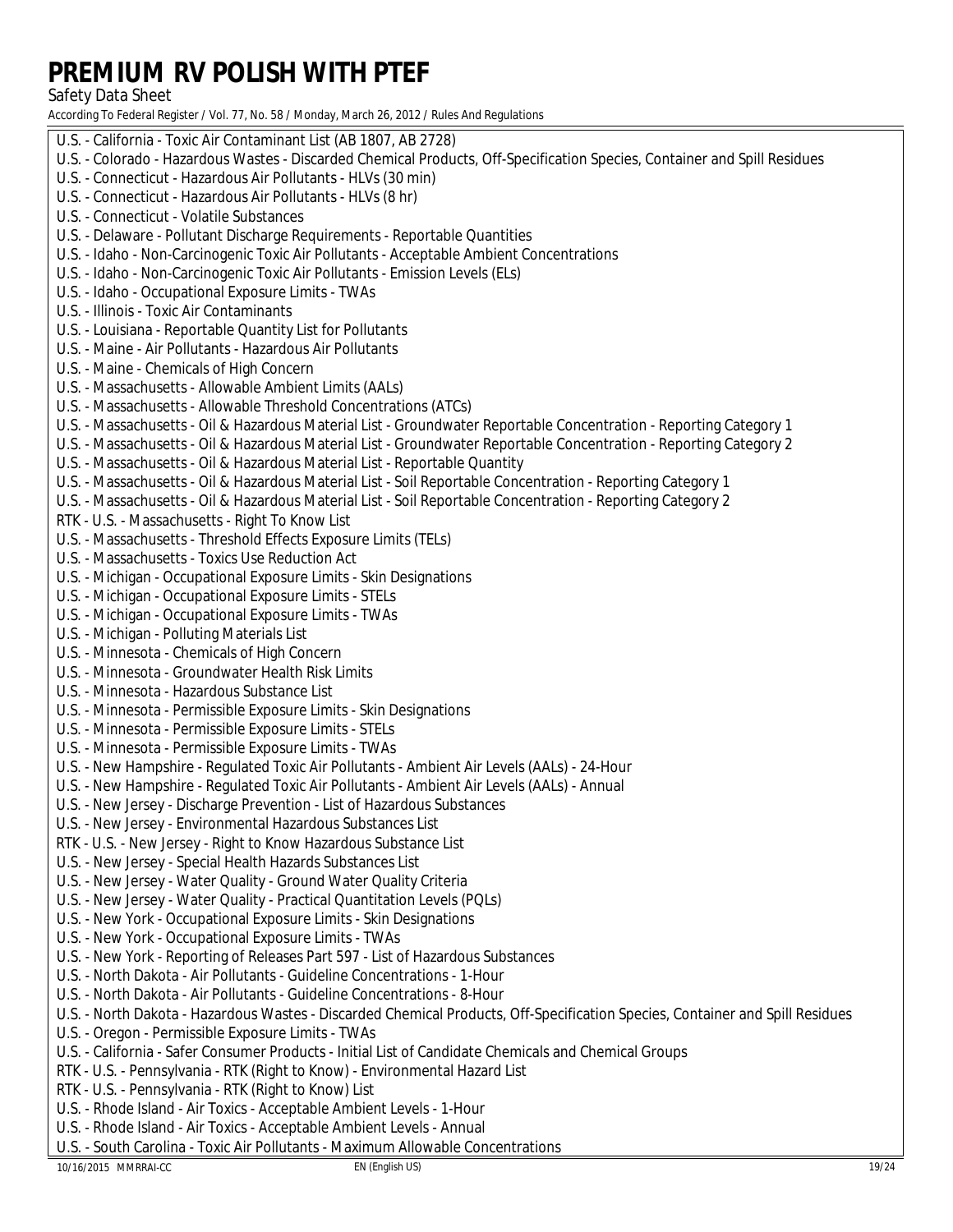U.S. - California - Toxic Air Contaminant List (AB 1807, AB 2728)
U.S. - Colorado - Hazardous Wastes - Discarded Chemical Products, Off-Specification Species, Container and Spill Residues
U.S. - Connecticut - Hazardous Air Pollutants - HLVs (30 min)
U.S. - Connecticut - Hazardous Air Pollutants - HLVs (8 hr)
U.S. - Connecticut - Volatile Substances
U.S. - Delaware - Pollutant Discharge Requirements - Reportable Quantities
U.S. - Idaho - Non-Carcinogenic Toxic Air Pollutants - Acceptable Ambient Concentrations
U.S. - Idaho - Non-Carcinogenic Toxic Air Pollutants - Emission Levels (ELs)
U.S. - Idaho - Occupational Exposure Limits - TWAs
U.S. - Illinois - Toxic Air Contaminants
U.S. - Louisiana - Reportable Quantity List for Pollutants
U.S. - Maine - Air Pollutants - Hazardous Air Pollutants
U.S. - Maine - Chemicals of High Concern
U.S. - Massachusetts - Allowable Ambient Limits (AALs)
U.S. - Massachusetts - Allowable Threshold Concentrations (ATCs)
U.S. - Massachusetts - Oil & Hazardous Material List - Groundwater Reportable Concentration - Reporting Category 1
U.S. - Massachusetts - Oil & Hazardous Material List - Groundwater Reportable Concentration - Reporting Category 2
U.S. - Massachusetts - Oil & Hazardous Material List - Reportable Quantity
U.S. - Massachusetts - Oil & Hazardous Material List - Soil Reportable Concentration - Reporting Category 1
U.S. - Massachusetts - Oil & Hazardous Material List - Soil Reportable Concentration - Reporting Category 2
RTK - U.S. - Massachusetts - Right To Know List
U.S. - Massachusetts - Threshold Effects Exposure Limits (TELs)
U.S. - Massachusetts - Toxics Use Reduction Act
U.S. - Michigan - Occupational Exposure Limits - Skin Designations
U.S. - Michigan - Occupational Exposure Limits - STELs
U.S. - Michigan - Occupational Exposure Limits - TWAs
U.S. - Michigan - Polluting Materials List
U.S. - Minnesota - Chemicals of High Concern
U.S. - Minnesota - Groundwater Health Risk Limits
U.S. - Minnesota - Hazardous Substance List
U.S. - Minnesota - Permissible Exposure Limits - Skin Designations
U.S. - Minnesota - Permissible Exposure Limits - STELs
U.S. - Minnesota - Permissible Exposure Limits - TWAs
U.S. - New Hampshire - Regulated Toxic Air Pollutants - Ambient Air Levels (AALs) - 24-Hour
U.S. - New Hampshire - Regulated Toxic Air Pollutants - Ambient Air Levels (AALs) - Annual
U.S. - New Jersey - Discharge Prevention - List of Hazardous Substances
U.S. - New Jersey - Environmental Hazardous Substances List
RTK - U.S. - New Jersey - Right to Know Hazardous Substance List
U.S. - New Jersey - Special Health Hazards Substances List
U.S. - New Jersey - Water Quality - Ground Water Quality Criteria
U.S. - New Jersey - Water Quality - Practical Quantitation Levels (PQLs)
U.S. - New York - Occupational Exposure Limits - Skin Designations
U.S. - New York - Occupational Exposure Limits - TWAs
U.S. - New York - Reporting of Releases Part 597 - List of Hazardous Substances
U.S. - North Dakota - Air Pollutants - Guideline Concentrations - 1-Hour
U.S. - North Dakota - Air Pollutants - Guideline Concentrations - 8-Hour
U.S. - North Dakota - Hazardous Wastes - Discarded Chemical Products, Off-Specification Species, Container and Spill Residues
U.S. - Oregon - Permissible Exposure Limits - TWAs
U.S. - California - Safer Consumer Products - Initial List of Candidate Chemicals and Chemical Groups
RTK - U.S. - Pennsylvania - RTK (Right to Know) - Environmental Hazard List
RTK - U.S. - Pennsylvania - RTK (Right to Know) List
U.S. - Rhode Island - Air Toxics - Acceptable Ambient Levels - 1-Hour
U.S. - Rhode Island - Air Toxics - Acceptable Ambient Levels - Annual
U.S. - South Carolina - Toxic Air Pollutants - Maximum Allowable Concentrations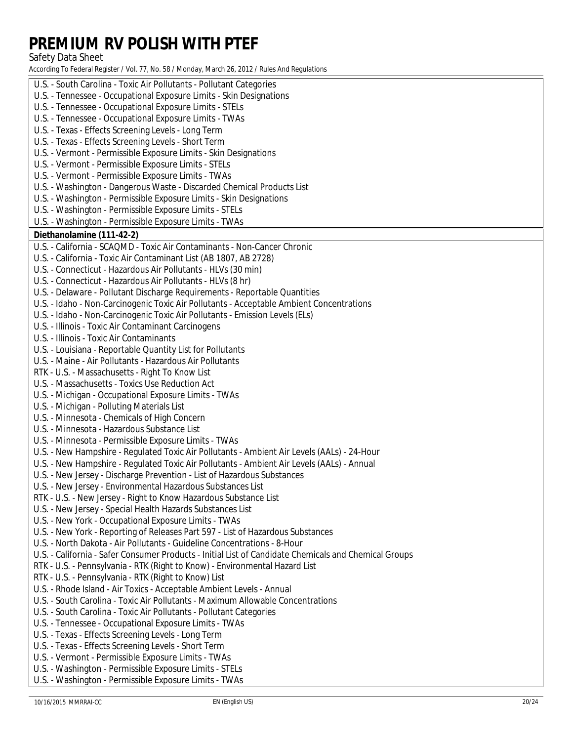U.S. - South Carolina - Toxic Air Pollutants - Pollutant Categories
U.S. - Tennessee - Occupational Exposure Limits - Skin Designations
U.S. - Tennessee - Occupational Exposure Limits - STELs
U.S. - Tennessee - Occupational Exposure Limits - TWAs
U.S. - Texas - Effects Screening Levels - Long Term
U.S. - Texas - Effects Screening Levels - Short Term
U.S. - Vermont - Permissible Exposure Limits - Skin Designations
U.S. - Vermont - Permissible Exposure Limits - STELs
U.S. - Vermont - Permissible Exposure Limits - TWAs
U.S. - Washington - Dangerous Waste - Discarded Chemical Products List
U.S. - Washington - Permissible Exposure Limits - Skin Designations
U.S. - Washington - Permissible Exposure Limits - STELs
U.S. - Washington - Permissible Exposure Limits - TWAs

**Diethanolamine (111-42-2)**

U.S. - California - SCAQMD - Toxic Air Contaminants - Non-Cancer Chronic
U.S. - California - Toxic Air Contaminant List (AB 1807, AB 2728)
U.S. - Connecticut - Hazardous Air Pollutants - HLVs (30 min)
U.S. - Connecticut - Hazardous Air Pollutants - HLVs (8 hr)
U.S. - Delaware - Pollutant Discharge Requirements - Reportable Quantities
U.S. - Idaho - Non-Carcinogenic Toxic Air Pollutants - Acceptable Ambient Concentrations
U.S. - Idaho - Non-Carcinogenic Toxic Air Pollutants - Emission Levels (ELs)
U.S. - Illinois - Toxic Air Contaminant Carcinogens
U.S. - Illinois - Toxic Air Contaminants
U.S. - Louisiana - Reportable Quantity List for Pollutants
U.S. - Maine - Air Pollutants - Hazardous Air Pollutants
RTK - U.S. - Massachusetts - Right To Know List
U.S. - Massachusetts - Toxics Use Reduction Act
U.S. - Michigan - Occupational Exposure Limits - TWAs
U.S. - Michigan - Polluting Materials List
U.S. - Minnesota - Chemicals of High Concern
U.S. - Minnesota - Hazardous Substance List
U.S. - Minnesota - Permissible Exposure Limits - TWAs
U.S. - New Hampshire - Regulated Toxic Air Pollutants - Ambient Air Levels (AALs) - 24-Hour
U.S. - New Hampshire - Regulated Toxic Air Pollutants - Ambient Air Levels (AALs) - Annual
U.S. - New Jersey - Discharge Prevention - List of Hazardous Substances
U.S. - New Jersey - Environmental Hazardous Substances List
RTK - U.S. - New Jersey - Right to Know Hazardous Substance List
U.S. - New Jersey - Special Health Hazards Substances List
U.S. - New York - Occupational Exposure Limits - TWAs
U.S. - New York - Reporting of Releases Part 597 - List of Hazardous Substances
U.S. - North Dakota - Air Pollutants - Guideline Concentrations - 8-Hour
U.S. - California - Safer Consumer Products - Initial List of Candidate Chemicals and Chemical Groups
RTK - U.S. - Pennsylvania - RTK (Right to Know) - Environmental Hazard List
RTK - U.S. - Pennsylvania - RTK (Right to Know) List
U.S. - Rhode Island - Air Toxics - Acceptable Ambient Levels - Annual
U.S. - South Carolina - Toxic Air Pollutants - Maximum Allowable Concentrations
U.S. - South Carolina - Toxic Air Pollutants - Pollutant Categories
U.S. - Tennessee - Occupational Exposure Limits - TWAs
U.S. - Texas - Effects Screening Levels - Long Term
U.S. - Texas - Effects Screening Levels - Short Term
U.S. - Vermont - Permissible Exposure Limits - TWAs
U.S. - Washington - Permissible Exposure Limits - STELs
U.S. - Washington - Permissible Exposure Limits - TWAs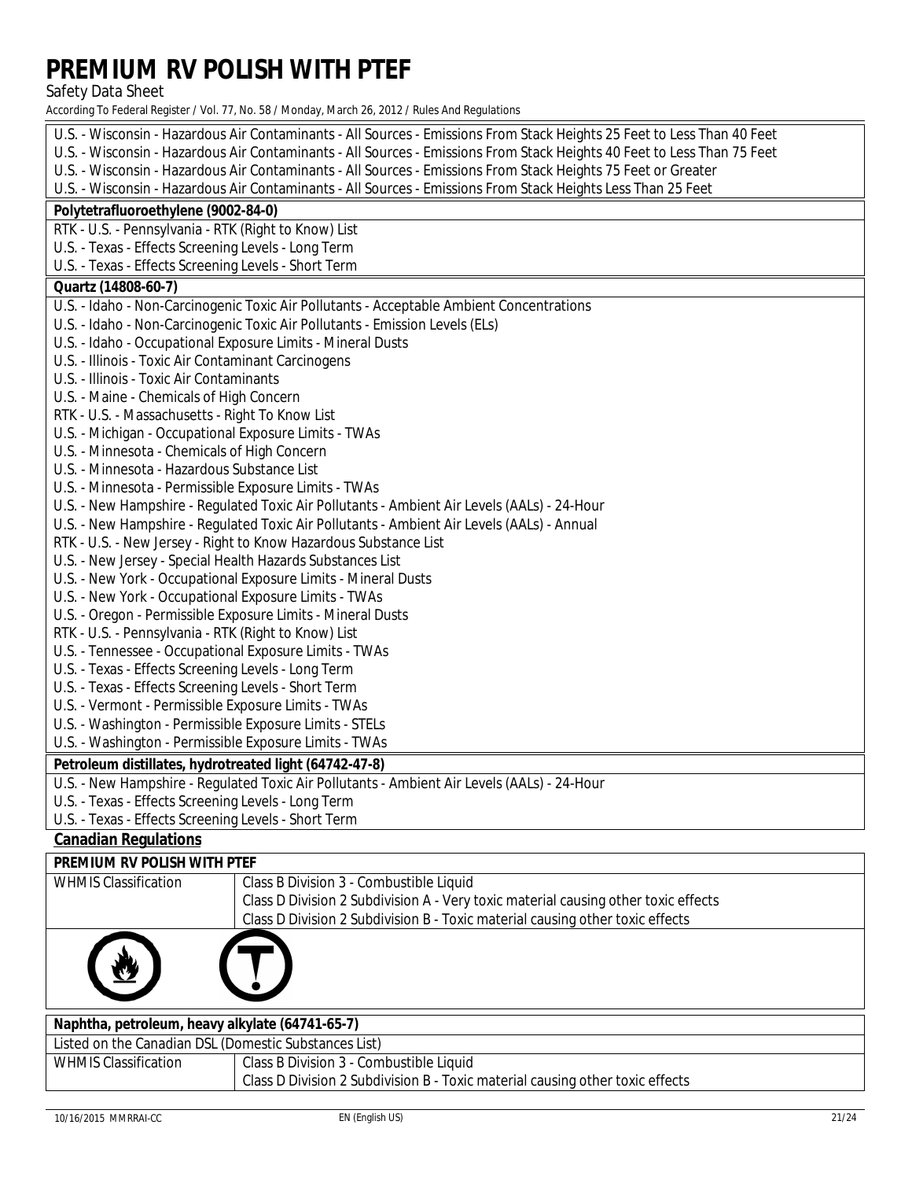U.S. - Wisconsin - Hazardous Air Contaminants - All Sources - Emissions From Stack Heights 25 Feet to Less Than 40 Feet
U.S. - Wisconsin - Hazardous Air Contaminants - All Sources - Emissions From Stack Heights 40 Feet to Less Than 75 Feet
U.S. - Wisconsin - Hazardous Air Contaminants - All Sources - Emissions From Stack Heights 75 Feet or Greater
U.S. - Wisconsin - Hazardous Air Contaminants - All Sources - Emissions From Stack Heights Less Than 25 Feet

**Polytetrafluoroethylene (9002-84-0)**

RTK - U.S. - Pennsylvania - RTK (Right to Know) List
U.S. - Texas - Effects Screening Levels - Long Term
U.S. - Texas - Effects Screening Levels - Short Term

**Quartz (14808-60-7)**

U.S. - Idaho - Non-Carcinogenic Toxic Air Pollutants - Acceptable Ambient Concentrations
U.S. - Idaho - Non-Carcinogenic Toxic Air Pollutants - Emission Levels (ELs)
U.S. - Idaho - Occupational Exposure Limits - Mineral Dusts
U.S. - Illinois - Toxic Air Contaminant Carcinogens
U.S. - Illinois - Toxic Air Contaminants
U.S. - Maine - Chemicals of High Concern
RTK - U.S. - Massachusetts - Right To Know List
U.S. - Michigan - Occupational Exposure Limits - TWAs
U.S. - Minnesota - Chemicals of High Concern
U.S. - Minnesota - Hazardous Substance List
U.S. - Minnesota - Permissible Exposure Limits - TWAs
U.S. - New Hampshire - Regulated Toxic Air Pollutants - Ambient Air Levels (AALs) - 24-Hour
U.S. - New Hampshire - Regulated Toxic Air Pollutants - Ambient Air Levels (AALs) - Annual
RTK - U.S. - New Jersey - Right to Know Hazardous Substance List
U.S. - New Jersey - Special Health Hazards Substances List
U.S. - New York - Occupational Exposure Limits - Mineral Dusts
U.S. - New York - Occupational Exposure Limits - TWAs
U.S. - Oregon - Permissible Exposure Limits - Mineral Dusts
RTK - U.S. - Pennsylvania - RTK (Right to Know) List
U.S. - Tennessee - Occupational Exposure Limits - TWAs
U.S. - Texas - Effects Screening Levels - Long Term
U.S. - Texas - Effects Screening Levels - Short Term
U.S. - Vermont - Permissible Exposure Limits - TWAs
U.S. - Washington - Permissible Exposure Limits - STELs
U.S. - Washington - Permissible Exposure Limits - TWAs

**Petroleum distillates, hydrotreated light (64742-47-8)**

U.S. - New Hampshire - Regulated Toxic Air Pollutants - Ambient Air Levels (AALs) - 24-Hour
U.S. - Texas - Effects Screening Levels - Long Term
U.S. - Texas - Effects Screening Levels - Short Term

## Canadian Regulations

**PREMIUM RV POLISH WITH PTEF**

| WHMIS Classification | Class B Division 3 - Combustible Liquid<br>Class D Division 2 Subdivision A - Very toxic material causing other toxic effects<br>Class D Division 2 Subdivision B - Toxic material causing other toxic effects |
|---|---|

**Naphtha, petroleum, heavy alkylate (64741-65-7)**

Listed on the Canadian DSL (Domestic Substances List)

| WHMIS Classification | Class B Division 3 - Combustible Liquid<br>Class D Division 2 Subdivision B - Toxic material causing other toxic effects |
|---|---|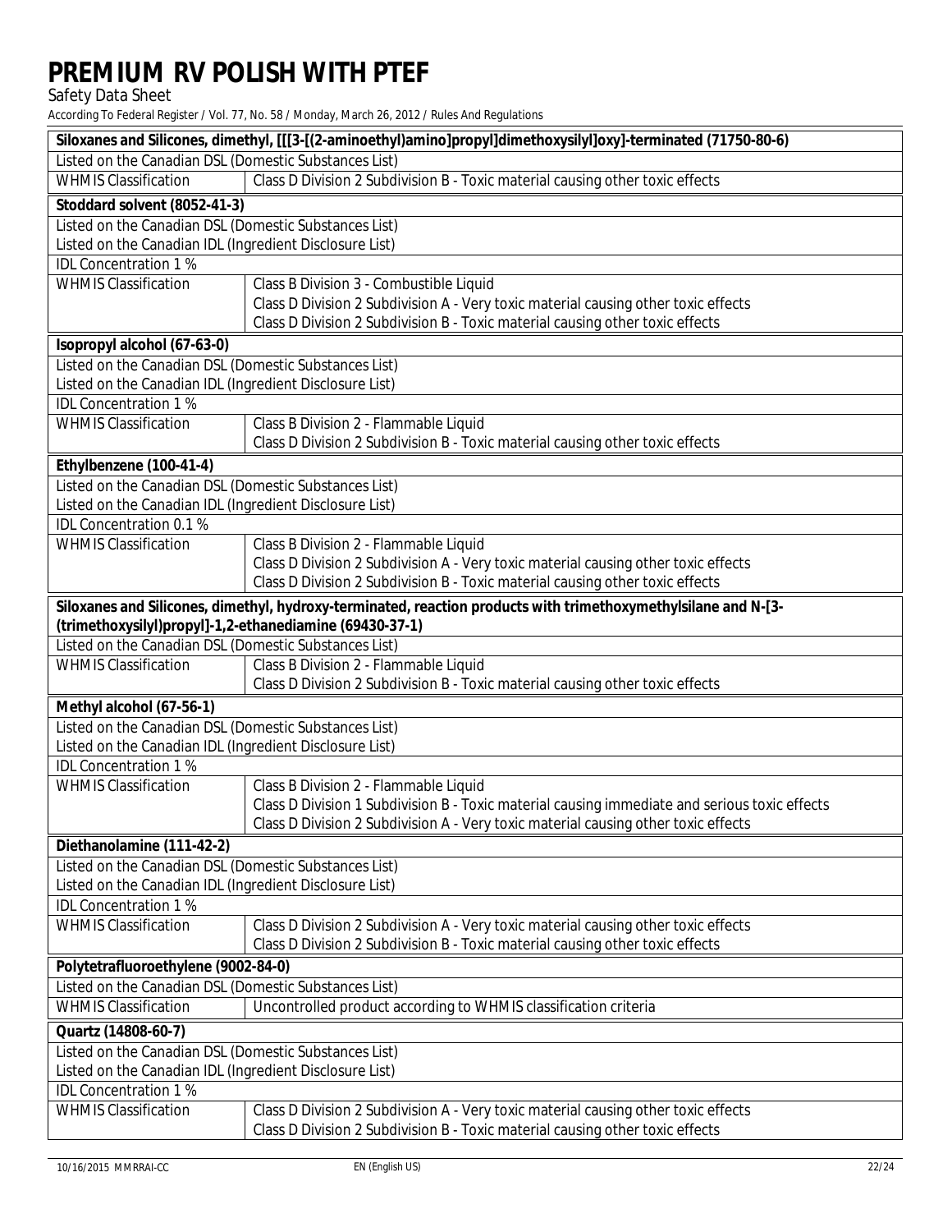| Siloxanes and Silicones, dimethyl, [[[3-[(2-aminoethyl)amino]propyl]dimethoxysilyl]oxy]-terminated (71750-80-6) | |
|---|---|
| Listed on the Canadian DSL (Domestic Substances List) | |
| WHMIS Classification | Class D Division 2 Subdivision B - Toxic material causing other toxic effects |

| Stoddard solvent (8052-41-3) | |
|---|---|
| Listed on the Canadian DSL (Domestic Substances List) | |
| Listed on the Canadian IDL (Ingredient Disclosure List) | |
| IDL Concentration 1 % | |
| WHMIS Classification | Class B Division 3 - Combustible Liquid<br>Class D Division 2 Subdivision A - Very toxic material causing other toxic effects<br>Class D Division 2 Subdivision B - Toxic material causing other toxic effects |

| Isopropyl alcohol (67-63-0) | |
|---|---|
| Listed on the Canadian DSL (Domestic Substances List) | |
| Listed on the Canadian IDL (Ingredient Disclosure List) | |
| IDL Concentration 1 % | |
| WHMIS Classification | Class B Division 2 - Flammable Liquid<br>Class D Division 2 Subdivision B - Toxic material causing other toxic effects |

| Ethylbenzene (100-41-4) | |
|---|---|
| Listed on the Canadian DSL (Domestic Substances List) | |
| Listed on the Canadian IDL (Ingredient Disclosure List) | |
| IDL Concentration 0.1 % | |
| WHMIS Classification | Class B Division 2 - Flammable Liquid<br>Class D Division 2 Subdivision A - Very toxic material causing other toxic effects<br>Class D Division 2 Subdivision B - Toxic material causing other toxic effects |

| Siloxanes and Silicones, dimethyl, hydroxy-terminated, reaction products with trimethoxymethylsilane and N-[3-(trimethoxysilyl)propyl]-1,2-ethanediamine (69430-37-1) | |
|---|---|
| Listed on the Canadian DSL (Domestic Substances List) | |
| WHMIS Classification | Class B Division 2 - Flammable Liquid<br>Class D Division 2 Subdivision B - Toxic material causing other toxic effects |

| Methyl alcohol (67-56-1) | |
|---|---|
| Listed on the Canadian DSL (Domestic Substances List) | |
| Listed on the Canadian IDL (Ingredient Disclosure List) | |
| IDL Concentration 1 % | |
| WHMIS Classification | Class B Division 2 - Flammable Liquid<br>Class D Division 1 Subdivision B - Toxic material causing immediate and serious toxic effects<br>Class D Division 2 Subdivision A - Very toxic material causing other toxic effects |

| Diethanolamine (111-42-2) | |
|---|---|
| Listed on the Canadian DSL (Domestic Substances List) | |
| Listed on the Canadian IDL (Ingredient Disclosure List) | |
| IDL Concentration 1 % | |
| WHMIS Classification | Class D Division 2 Subdivision A - Very toxic material causing other toxic effects<br>Class D Division 2 Subdivision B - Toxic material causing other toxic effects |

| Polytetrafluoroethylene (9002-84-0) | |
|---|---|
| Listed on the Canadian DSL (Domestic Substances List) | |
| WHMIS Classification | Uncontrolled product according to WHMIS classification criteria |

| Quartz (14808-60-7) | |
|---|---|
| Listed on the Canadian DSL (Domestic Substances List) | |
| Listed on the Canadian IDL (Ingredient Disclosure List) | |
| IDL Concentration 1 % | |
| WHMIS Classification | Class D Division 2 Subdivision A - Very toxic material causing other toxic effects<br>Class D Division 2 Subdivision B - Toxic material causing other toxic effects |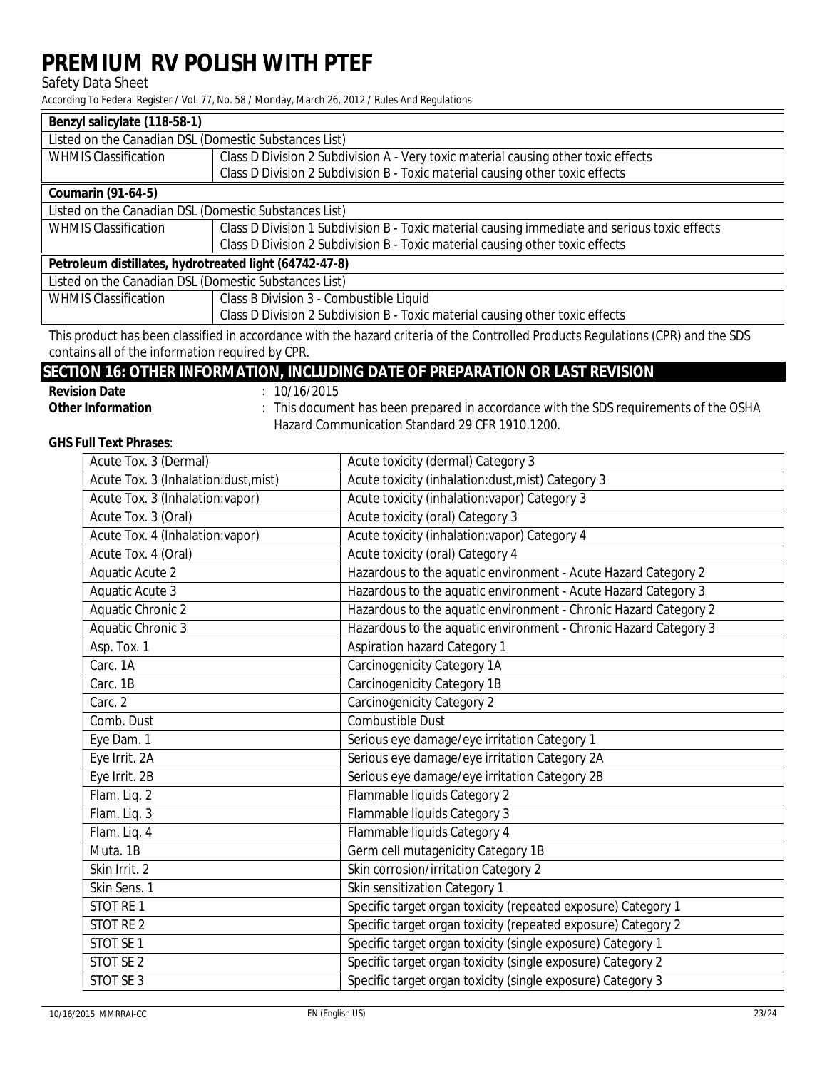| Benzyl salicylate (118-58-1) | |
|---|---|
| Listed on the Canadian DSL (Domestic Substances List) | |
| WHMIS Classification | Class D Division 2 Subdivision A - Very toxic material causing other toxic effects<br>Class D Division 2 Subdivision B - Toxic material causing other toxic effects |

| Coumarin (91-64-5) | |
|---|---|
| Listed on the Canadian DSL (Domestic Substances List) | |
| WHMIS Classification | Class D Division 1 Subdivision B - Toxic material causing immediate and serious toxic effects<br>Class D Division 2 Subdivision B - Toxic material causing other toxic effects |

| Petroleum distillates, hydrotreated light (64742-47-8) | |
|---|---|
| Listed on the Canadian DSL (Domestic Substances List) | |
| WHMIS Classification | Class B Division 3 - Combustible Liquid<br>Class D Division 2 Subdivision B - Toxic material causing other toxic effects |

This product has been classified in accordance with the hazard criteria of the Controlled Products Regulations (CPR) and the SDS contains all of the information required by CPR.

## SECTION 16: OTHER INFORMATION, INCLUDING DATE OF PREPARATION OR LAST REVISION

**Revision Date** : 10/16/2015

**Other Information** : This document has been prepared in accordance with the SDS requirements of the OSHA Hazard Communication Standard 29 CFR 1910.1200.

**GHS Full Text Phrases**:

| | |
|---|---|
| Acute Tox. 3 (Dermal) | Acute toxicity (dermal) Category 3 |
| Acute Tox. 3 (Inhalation:dust,mist) | Acute toxicity (inhalation:dust,mist) Category 3 |
| Acute Tox. 3 (Inhalation:vapor) | Acute toxicity (inhalation:vapor) Category 3 |
| Acute Tox. 3 (Oral) | Acute toxicity (oral) Category 3 |
| Acute Tox. 4 (Inhalation:vapor) | Acute toxicity (inhalation:vapor) Category 4 |
| Acute Tox. 4 (Oral) | Acute toxicity (oral) Category 4 |
| Aquatic Acute 2 | Hazardous to the aquatic environment - Acute Hazard Category 2 |
| Aquatic Acute 3 | Hazardous to the aquatic environment - Acute Hazard Category 3 |
| Aquatic Chronic 2 | Hazardous to the aquatic environment - Chronic Hazard Category 2 |
| Aquatic Chronic 3 | Hazardous to the aquatic environment - Chronic Hazard Category 3 |
| Asp. Tox. 1 | Aspiration hazard Category 1 |
| Carc. 1A | Carcinogenicity Category 1A |
| Carc. 1B | Carcinogenicity Category 1B |
| Carc. 2 | Carcinogenicity Category 2 |
| Comb. Dust | Combustible Dust |
| Eye Dam. 1 | Serious eye damage/eye irritation Category 1 |
| Eye Irrit. 2A | Serious eye damage/eye irritation Category 2A |
| Eye Irrit. 2B | Serious eye damage/eye irritation Category 2B |
| Flam. Liq. 2 | Flammable liquids Category 2 |
| Flam. Liq. 3 | Flammable liquids Category 3 |
| Flam. Liq. 4 | Flammable liquids Category 4 |
| Muta. 1B | Germ cell mutagenicity Category 1B |
| Skin Irrit. 2 | Skin corrosion/irritation Category 2 |
| Skin Sens. 1 | Skin sensitization Category 1 |
| STOT RE 1 | Specific target organ toxicity (repeated exposure) Category 1 |
| STOT RE 2 | Specific target organ toxicity (repeated exposure) Category 2 |
| STOT SE 1 | Specific target organ toxicity (single exposure) Category 1 |
| STOT SE 2 | Specific target organ toxicity (single exposure) Category 2 |
| STOT SE 3 | Specific target organ toxicity (single exposure) Category 3 |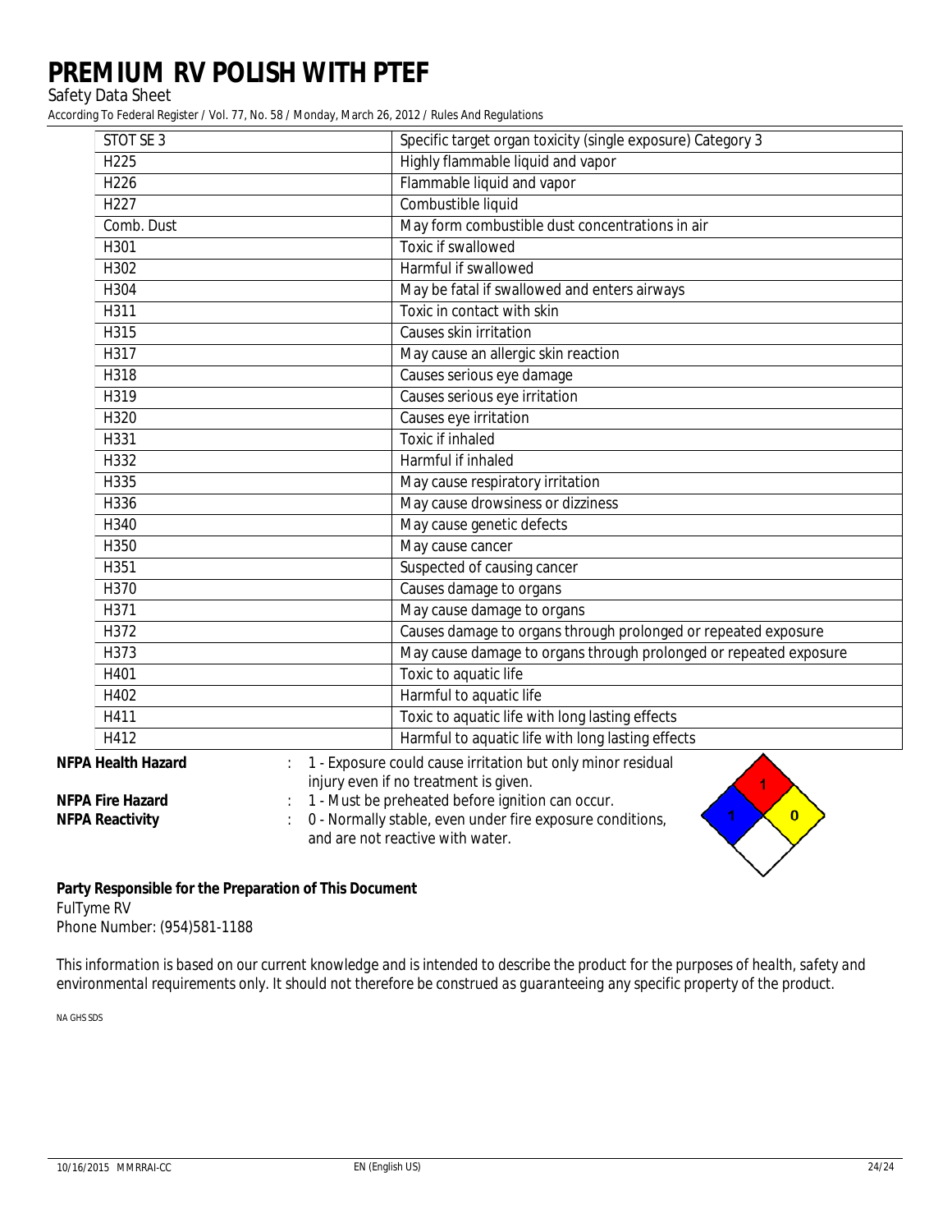| | |
|---|---|
| STOT SE 3 | Specific target organ toxicity (single exposure) Category 3 |
| H225 | Highly flammable liquid and vapor |
| H226 | Flammable liquid and vapor |
| H227 | Combustible liquid |
| Comb. Dust | May form combustible dust concentrations in air |
| H301 | Toxic if swallowed |
| H302 | Harmful if swallowed |
| H304 | May be fatal if swallowed and enters airways |
| H311 | Toxic in contact with skin |
| H315 | Causes skin irritation |
| H317 | May cause an allergic skin reaction |
| H318 | Causes serious eye damage |
| H319 | Causes serious eye irritation |
| H320 | Causes eye irritation |
| H331 | Toxic if inhaled |
| H332 | Harmful if inhaled |
| H335 | May cause respiratory irritation |
| H336 | May cause drowsiness or dizziness |
| H340 | May cause genetic defects |
| H350 | May cause cancer |
| H351 | Suspected of causing cancer |
| H370 | Causes damage to organs |
| H371 | May cause damage to organs |
| H372 | Causes damage to organs through prolonged or repeated exposure |
| H373 | May cause damage to organs through prolonged or repeated exposure |
| H401 | Toxic to aquatic life |
| H402 | Harmful to aquatic life |
| H411 | Toxic to aquatic life with long lasting effects |
| H412 | Harmful to aquatic life with long lasting effects |

**NFPA Health Hazard** : 1 - Exposure could cause irritation but only minor residual injury even if no treatment is given.

**NFPA Fire Hazard** : 1 - Must be preheated before ignition can occur.

**NFPA Reactivity** : 0 - Normally stable, even under fire exposure conditions, and are not reactive with water.

1
1
0

**Party Responsible for the Preparation of This Document**

FulTyme RV

Phone Number: (954)581-1188

*This information is based on our current knowledge and is intended to describe the product for the purposes of health, safety and environmental requirements only. It should not therefore be construed as guaranteeing any specific property of the product.*

NA GHS SDS